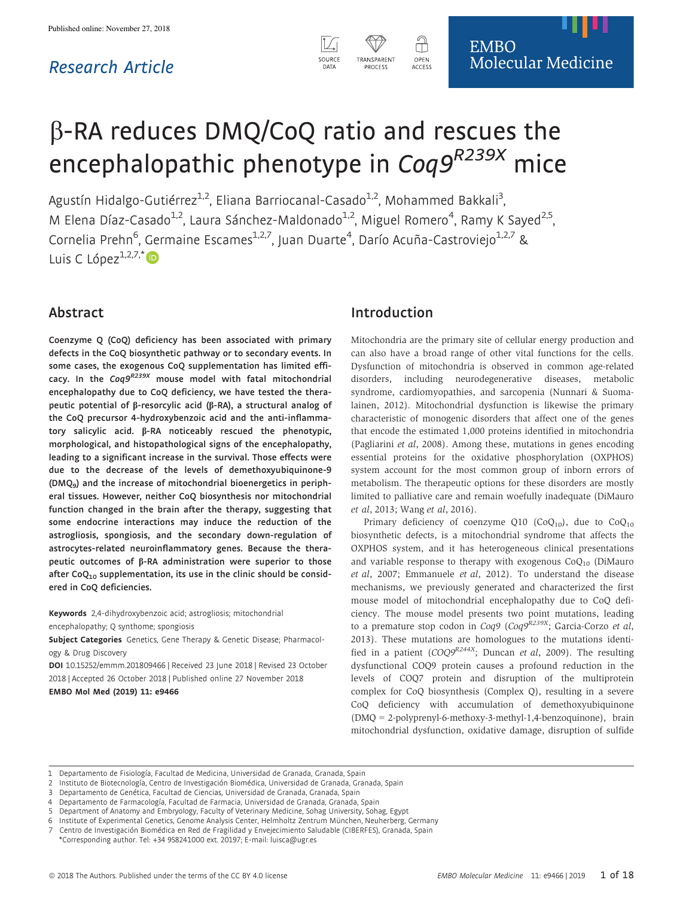Published online: November 27, 2018

Research Article

# β-RA reduces DMQ/CoQ ratio and rescues the encephalopathic phenotype in *Coq9*$^{R239X}$ mice

Agustín Hidalgo-Gutiérrez[1,2], Eliana Barriocanal-Casado[1,2], Mohammed Bakkali[3], M Elena Díaz-Casado[1,2], Laura Sánchez-Maldonado[1,2], Miguel Romero[4], Ramy K Sayed[2,5], Cornelia Prehn[6], Germaine Escames[1,2,7], Juan Duarte[4], Darío Acuña-Castroviejo[1,2,7] & Luis C López[1,2,7,*]

## Abstract

**Coenzyme Q (CoQ) deficiency has been associated with primary defects in the CoQ biosynthetic pathway or to secondary events. In some cases, the exogenous CoQ supplementation has limited efficacy. In the *Coq9*$^{R239X}$ mouse model with fatal mitochondrial encephalopathy due to CoQ deficiency, we have tested the therapeutic potential of β-resorcylic acid (β-RA), a structural analog of the CoQ precursor 4-hydroxybenzoic acid and the anti-inflammatory salicylic acid. β-RA noticeably rescued the phenotypic, morphological, and histopathological signs of the encephalopathy, leading to a significant increase in the survival. Those effects were due to the decrease of the levels of demethoxyubiquinone-9 ($DMQ_9$) and the increase of mitochondrial bioenergetics in peripheral tissues. However, neither CoQ biosynthesis nor mitochondrial function changed in the brain after the therapy, suggesting that some endocrine interactions may induce the reduction of the astrogliosis, spongiosis, and the secondary down-regulation of astrocytes-related neuroinflammatory genes. Because the therapeutic outcomes of β-RA administration were superior to those after $CoQ_{10}$ supplementation, its use in the clinic should be considered in CoQ deficiencies.**

**Keywords** 2,4-dihydroxybenzoic acid; astrogliosis; mitochondrial encephalopathy; Q synthome; spongiosis

**Subject Categories** Genetics, Gene Therapy & Genetic Disease; Pharmacology & Drug Discovery

**DOI** 10.15252/emmm.201809466 | Received 23 June 2018 | Revised 23 October 2018 | Accepted 26 October 2018 | Published online 27 November 2018

**EMBO Mol Med (2019) 11: e9466**

## Introduction

Mitochondria are the primary site of cellular energy production and can also have a broad range of other vital functions for the cells. Dysfunction of mitochondria is observed in common age-related disorders, including neurodegenerative diseases, metabolic syndrome, cardiomyopathies, and sarcopenia (Nunnari & Suomalainen, 2012). Mitochondrial dysfunction is likewise the primary characteristic of monogenic disorders that affect one of the genes that encode the estimated 1,000 proteins identified in mitochondria (Pagliarini *et al*, 2008). Among these, mutations in genes encoding essential proteins for the oxidative phosphorylation (OXPHOS) system account for the most common group of inborn errors of metabolism. The therapeutic options for these disorders are mostly limited to palliative care and remain woefully inadequate (DiMauro *et al*, 2013; Wang *et al*, 2016).

Primary deficiency of coenzyme Q10 ($CoQ_{10}$), due to $CoQ_{10}$ biosynthetic defects, is a mitochondrial syndrome that affects the OXPHOS system, and it has heterogeneous clinical presentations and variable response to therapy with exogenous $CoQ_{10}$ (DiMauro *et al*, 2007; Emmanuele *et al*, 2012). To understand the disease mechanisms, we previously generated and characterized the first mouse model of mitochondrial encephalopathy due to CoQ deficiency. The mouse model presents two point mutations, leading to a premature stop codon in *Coq9* (*Coq9*$^{R239X}$; Garcia-Corzo *et al*, 2013). These mutations are homologues to the mutations identified in a patient (*COQ9*$^{R244X}$; Duncan *et al*, 2009). The resulting dysfunctional COQ9 protein causes a profound reduction in the levels of COQ7 protein and disruption of the multiprotein complex for CoQ biosynthesis (Complex Q), resulting in a severe CoQ deficiency with accumulation of demethoxyubiquinone (DMQ = 2-polyprenyl-6-methoxy-3-methyl-1,4-benzoquinone), brain mitochondrial dysfunction, oxidative damage, disruption of sulfide

1 Departamento de Fisiología, Facultad de Medicina, Universidad de Granada, Granada, Spain
2 Instituto de Biotecnología, Centro de Investigación Biomédica, Universidad de Granada, Granada, Spain
3 Departamento de Genética, Facultad de Ciencias, Universidad de Granada, Granada, Spain
4 Departamento de Farmacología, Facultad de Farmacia, Universidad de Granada, Granada, Spain
5 Department of Anatomy and Embryology, Faculty of Veterinary Medicine, Sohag University, Sohag, Egypt
6 Institute of Experimental Genetics, Genome Analysis Center, Helmholtz Zentrum München, Neuherberg, Germany
7 Centro de Investigación Biomédica en Red de Fragilidad y Envejecimiento Saludable (CIBERFES), Granada, Spain
*Corresponding author. Tel: +34 958241000 ext. 20197; E-mail: luisca@ugr.es

© 2018 The Authors. Published under the terms of the CC BY 4.0 license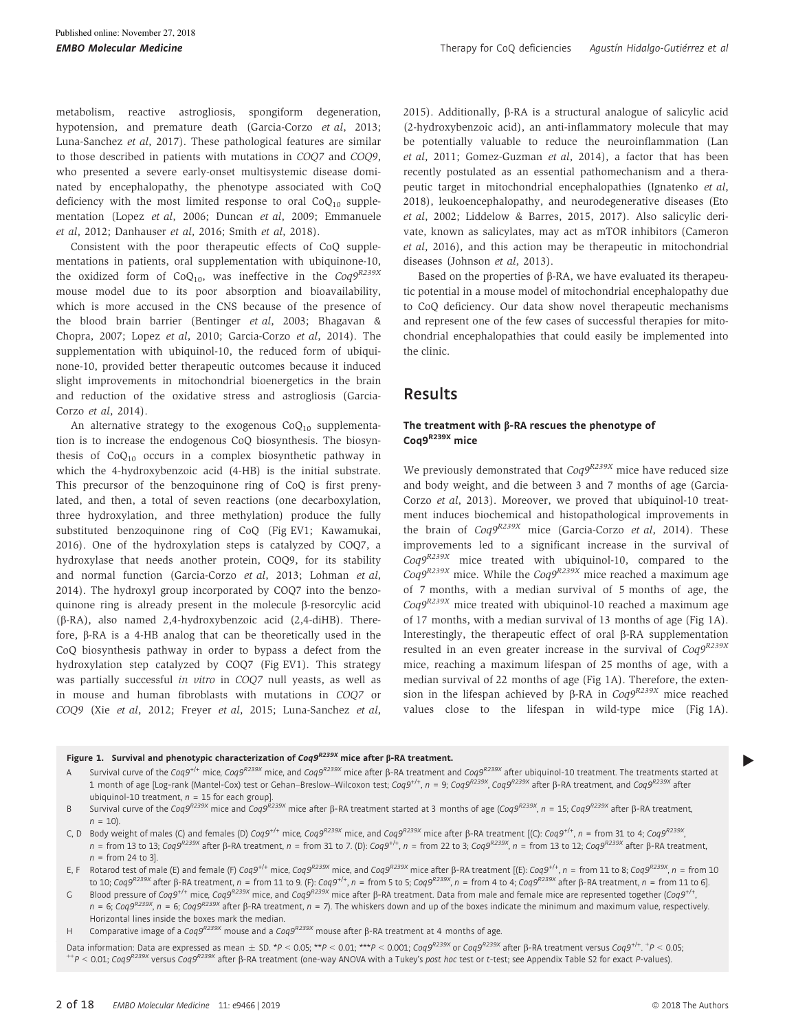metabolism, reactive astrogliosis, spongiform degeneration, hypotension, and premature death (Garcia-Corzo *et al*, 2013; Luna-Sanchez *et al*, 2017). These pathological features are similar to those described in patients with mutations in *COQ7* and *COQ9*, who presented a severe early-onset multisystemic disease dominated by encephalopathy, the phenotype associated with CoQ deficiency with the most limited response to oral $CoQ_{10}$ supplementation (Lopez *et al*, 2006; Duncan *et al*, 2009; Emmanuele *et al*, 2012; Danhauser *et al*, 2016; Smith *et al*, 2018).

Consistent with the poor therapeutic effects of CoQ supplementations in patients, oral supplementation with ubiquinone-10, the oxidized form of $CoQ_{10}$, was ineffective in the $Coq9^{R239X}$ mouse model due to its poor absorption and bioavailability, which is more accused in the CNS because of the presence of the blood brain barrier (Bentinger *et al*, 2003; Bhagavan & Chopra, 2007; Lopez *et al*, 2010; Garcia-Corzo *et al*, 2014). The supplementation with ubiquinol-10, the reduced form of ubiquinone-10, provided better therapeutic outcomes because it induced slight improvements in mitochondrial bioenergetics in the brain and reduction of the oxidative stress and astrogliosis (Garcia-Corzo *et al*, 2014).

An alternative strategy to the exogenous $CoQ_{10}$ supplementation is to increase the endogenous CoQ biosynthesis. The biosynthesis of $CoQ_{10}$ occurs in a complex biosynthetic pathway in which the 4-hydroxybenzoic acid (4-HB) is the initial substrate. This precursor of the benzoquinone ring of CoQ is first prenylated, and then, a total of seven reactions (one decarboxylation, three hydroxylation, and three methylation) produce the fully substituted benzoquinone ring of CoQ (Fig EV1; Kawamukai, 2016). One of the hydroxylation steps is catalyzed by COQ7, a hydroxylase that needs another protein, COQ9, for its stability and normal function (Garcia-Corzo *et al*, 2013; Lohman *et al*, 2014). The hydroxyl group incorporated by COQ7 into the benzoquinone ring is already present in the molecule β-resorcylic acid (β-RA), also named 2,4-hydroxybenzoic acid (2,4-diHB). Therefore, β-RA is a 4-HB analog that can be theoretically used in the CoQ biosynthesis pathway in order to bypass a defect from the hydroxylation step catalyzed by COQ7 (Fig EV1). This strategy was partially successful *in vitro* in *COQ7* null yeasts, as well as in mouse and human fibroblasts with mutations in *COQ7* or *COQ9* (Xie *et al*, 2012; Freyer *et al*, 2015; Luna-Sanchez *et al*, 2015). Additionally, β-RA is a structural analogue of salicylic acid (2-hydroxybenzoic acid), an anti-inflammatory molecule that may be potentially valuable to reduce the neuroinflammation (Lan *et al*, 2011; Gomez-Guzman *et al*, 2014), a factor that has been recently postulated as an essential pathomechanism and a therapeutic target in mitochondrial encephalopathies (Ignatenko *et al*, 2018), leukoencephalopathy, and neurodegenerative diseases (Eto *et al*, 2002; Liddelow & Barres, 2015, 2017). Also salicylic derivate, known as salicylates, may act as mTOR inhibitors (Cameron *et al*, 2016), and this action may be therapeutic in mitochondrial diseases (Johnson *et al*, 2013).

Based on the properties of β-RA, we have evaluated its therapeutic potential in a mouse model of mitochondrial encephalopathy due to CoQ deficiency. Our data show novel therapeutic mechanisms and represent one of the few cases of successful therapies for mitochondrial encephalopathies that could easily be implemented into the clinic.

## Results

### The treatment with β-RA rescues the phenotype of $Coq9^{R239X}$ mice

We previously demonstrated that $Coq9^{R239X}$ mice have reduced size and body weight, and die between 3 and 7 months of age (Garcia-Corzo *et al*, 2013). Moreover, we proved that ubiquinol-10 treatment induces biochemical and histopathological improvements in the brain of $Coq9^{R239X}$ mice (Garcia-Corzo *et al*, 2014). These improvements led to a significant increase in the survival of $Coq9^{R239X}$ mice treated with ubiquinol-10, compared to the $Coq9^{R239X}$ mice. While the $Coq9^{R239X}$ mice reached a maximum age of 7 months, with a median survival of 5 months of age, the $Coq9^{R239X}$ mice treated with ubiquinol-10 reached a maximum age of 17 months, with a median survival of 13 months of age (Fig 1A). Interestingly, the therapeutic effect of oral β-RA supplementation resulted in an even greater increase in the survival of $Coq9^{R239X}$ mice, reaching a maximum lifespan of 25 months of age, with a median survival of 22 months of age (Fig 1A). Therefore, the extension in the lifespan achieved by β-RA in $Coq9^{R239X}$ mice reached values close to the lifespan in wild-type mice (Fig 1A).

**Figure 1. Survival and phenotypic characterization of $Coq9^{R239X}$ mice after β-RA treatment.**

A Survival curve of the $Coq9^{+/+}$ mice, $Coq9^{R239X}$ mice, and $Coq9^{R239X}$ mice after β-RA treatment and $Coq9^{R239X}$ after ubiquinol-10 treatment. The treatments started at 1 month of age [Log-rank (Mantel-Cox) test or Gehan–Breslow–Wilcoxon test; $Coq9^{+/+}$, n = 9; $Coq9^{R239X}$, $Coq9^{R239X}$ after β-RA treatment, and $Coq9^{R239X}$ after ubiquinol-10 treatment, n = 15 for each group].

B Survival curve of the $Coq9^{R239X}$ mice and $Coq9^{R239X}$ mice after β-RA treatment started at 3 months of age ($Coq9^{R239X}$, n = 15; $Coq9^{R239X}$ after β-RA treatment, n = 10).

C, D Body weight of males (C) and females (D) $Coq9^{+/+}$ mice, $Coq9^{R239X}$ mice, and $Coq9^{R239X}$ mice after β-RA treatment [(C): $Coq9^{+/+}$, n = from 31 to 4; $Coq9^{R239X}$, n = from 13 to 13; $Coq9^{R239X}$ after β-RA treatment, n = from 31 to 7. (D): $Coq9^{+/+}$, n = from 22 to 3; $Coq9^{R239X}$, n = from 13 to 12; $Coq9^{R239X}$ after β-RA treatment, n = from 24 to 3].

E, F Rotarod test of male (E) and female (F) $Coq9^{+/+}$ mice, $Coq9^{R239X}$ mice, and $Coq9^{R239X}$ mice after β-RA treatment [(E): $Coq9^{+/+}$, n = from 11 to 8; $Coq9^{R239X}$, n = from 10 to 10; $Coq9^{R239X}$ after β-RA treatment, n = from 11 to 9. (F): $Coq9^{+/+}$, n = from 5 to 5; $Coq9^{R239X}$, n = from 4 to 4; $Coq9^{R239X}$ after β-RA treatment, n = from 11 to 6].

G Blood pressure of $Coq9^{+/+}$ mice, $Coq9^{R239X}$ mice, and $Coq9^{R239X}$ mice after β-RA treatment. Data from male and female mice are represented together ($Coq9^{+/+}$, n = 6; $Coq9^{R239X}$, n = 6; $Coq9^{R239X}$ after β-RA treatment, n = 7). The whiskers down and up of the boxes indicate the minimum and maximum value, respectively. Horizontal lines inside the boxes mark the median.

H Comparative image of a $Coq9^{R239X}$ mouse and a $Coq9^{R239X}$ mouse after β-RA treatment at 4 months of age.

Data information: Data are expressed as mean ± SD. \*$P < 0.05$; \*\*$P < 0.001$; \*\*\*$P < 0.001$; $Coq9^{R239X}$ or $Coq9^{R239X}$ after β-RA treatment versus $Coq9^{+/+}$. $^{+}P < 0.05$; $^{++}P < 0.01$; $Coq9^{R239X}$ versus $Coq9^{R239X}$ after β-RA treatment (one-way ANOVA with a Tukey's *post hoc* test or *t*-test; see Appendix Table S2 for exact *P*-values).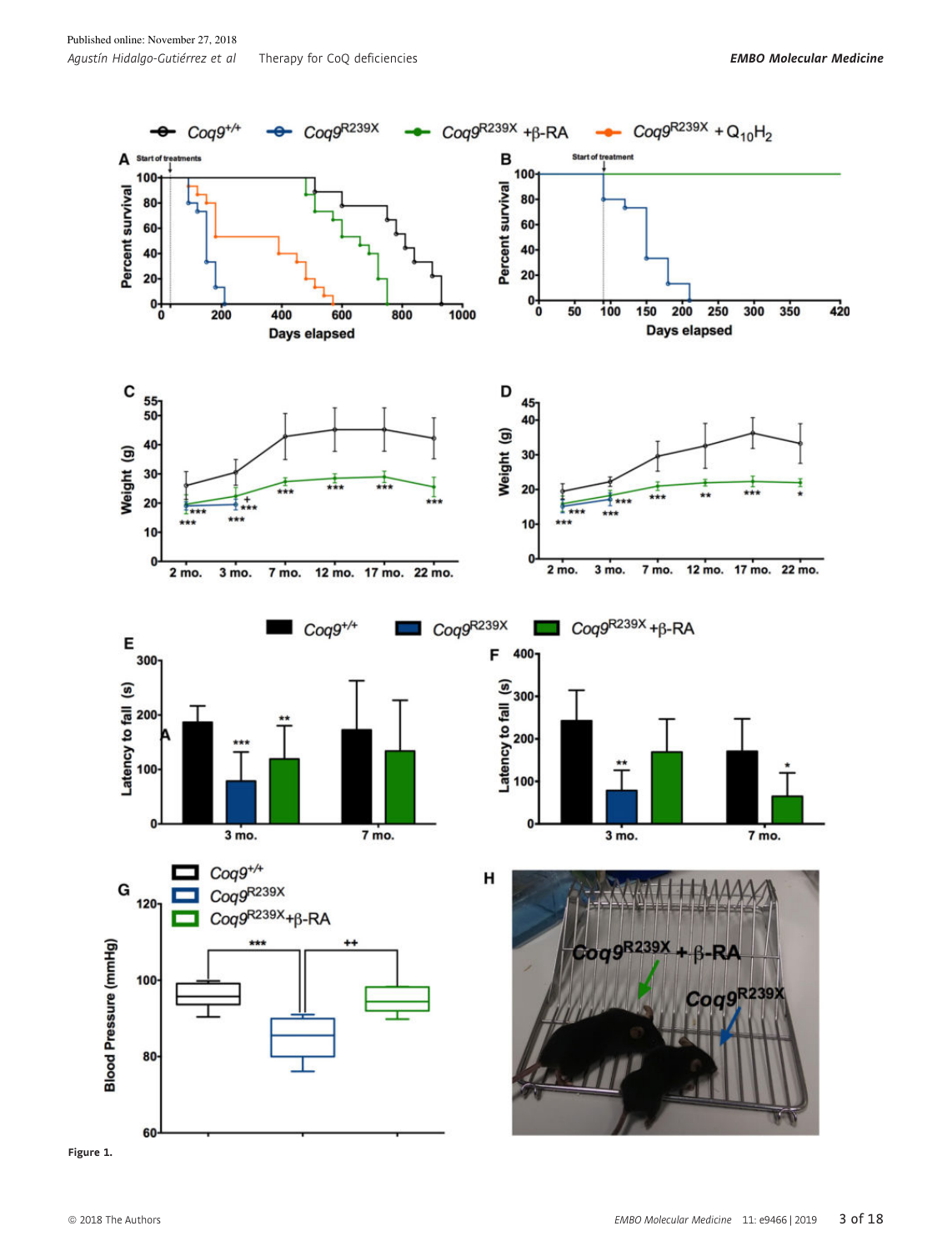Figure 1.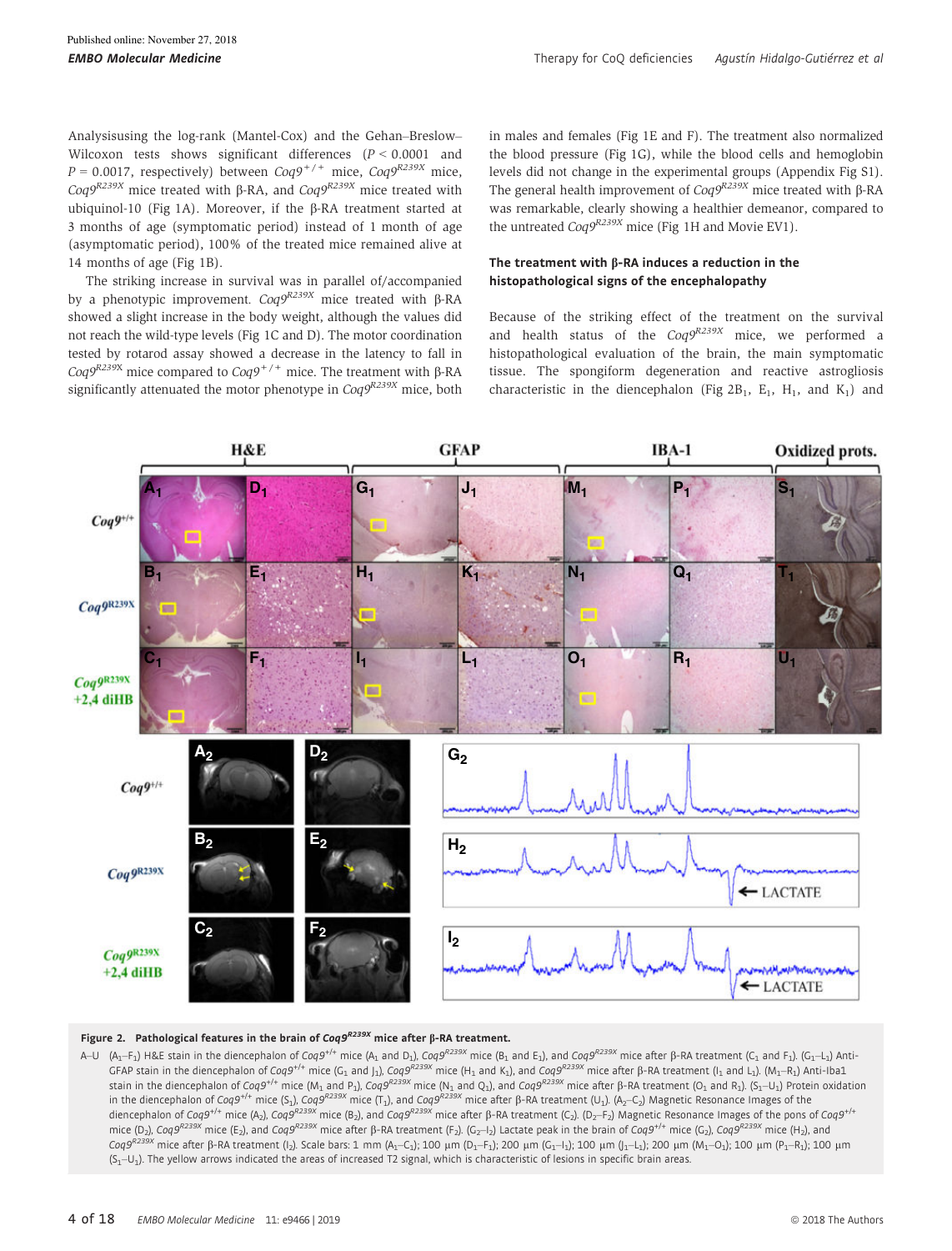Analysisusing the log-rank (Mantel-Cox) and the Gehan–Breslow–Wilcoxon tests shows significant differences ($P < 0.0001$ and $P = 0.0017$, respectively) between $Coq9^{+/+}$ mice, $Coq9^{R239X}$ mice, $Coq9^{R239X}$ mice treated with β-RA, and $Coq9^{R239X}$ mice treated with ubiquinol-10 (Fig 1A). Moreover, if the β-RA treatment started at 3 months of age (symptomatic period) instead of 1 month of age (asymptomatic period), 100% of the treated mice remained alive at 14 months of age (Fig 1B).

The striking increase in survival was in parallel of/accompanied by a phenotypic improvement. $Coq9^{R239X}$ mice treated with β-RA showed a slight increase in the body weight, although the values did not reach the wild-type levels (Fig 1C and D). The motor coordination tested by rotarod assay showed a decrease in the latency to fall in $Coq9^{R239X}$ mice compared to $Coq9^{+/+}$ mice. The treatment with β-RA significantly attenuated the motor phenotype in $Coq9^{R239X}$ mice, both in males and females (Fig 1E and F). The treatment also normalized the blood pressure (Fig 1G), while the blood cells and hemoglobin levels did not change in the experimental groups (Appendix Fig S1). The general health improvement of $Coq9^{R239X}$ mice treated with β-RA was remarkable, clearly showing a healthier demeanor, compared to the untreated $Coq9^{R239X}$ mice (Fig 1H and Movie EV1).

### The treatment with β-RA induces a reduction in the histopathological signs of the encephalopathy

Because of the striking effect of the treatment on the survival and health status of the $Coq9^{R239X}$ mice, we performed a histopathological evaluation of the brain, the main symptomatic tissue. The spongiform degeneration and reactive astrogliosis characteristic in the diencephalon (Fig 2$B_1$, $E_1$, $H_1$, and $K_1$) and

**Figure 2. Pathological features in the brain of $Coq9^{R239X}$ mice after β-RA treatment.**

A–U ($A_1$–$F_1$) H&E stain in the diencephalon of $Coq9^{+/+}$ mice ($A_1$ and $D_1$), $Coq9^{R239X}$ mice ($B_1$ and $E_1$), and $Coq9^{R239X}$ mice after β-RA treatment ($C_1$ and $F_1$). ($G_1$–$L_1$) Anti-GFAP stain in the diencephalon of $Coq9^{+/+}$ mice ($G_1$ and $J_1$), $Coq9^{R239X}$ mice ($H_1$ and $K_1$), and $Coq9^{R239X}$ mice after β-RA treatment ($I_1$ and $L_1$). ($M_1$–$R_1$) Anti-Iba1 stain in the diencephalon of $Coq9^{+/+}$ mice ($M_1$ and $P_1$), $Coq9^{R239X}$ mice ($N_1$ and $Q_1$), and $Coq9^{R239X}$ mice after β-RA treatment ($O_1$ and $R_1$). ($S_1$–$U_1$) Protein oxidation in the diencephalon of $Coq9^{+/+}$ mice ($S_1$), $Coq9^{R239X}$ mice ($T_1$), and $Coq9^{R239X}$ mice after β-RA treatment ($U_1$). ($A_2$–$C_2$) Magnetic Resonance Images of the diencephalon of $Coq9^{+/+}$ mice ($A_2$), $Coq9^{R239X}$ mice ($B_2$), and $Coq9^{R239X}$ mice after β-RA treatment ($C_2$). ($D_2$–$F_2$) Magnetic Resonance Images of the pons of $Coq9^{+/+}$ mice ($D_2$), $Coq9^{R239X}$ mice ($E_2$), and $Coq9^{R239X}$ mice after β-RA treatment ($F_2$). ($G_2$–$I_2$) Lactate peak in the brain of $Coq9^{+/+}$ mice ($G_2$), $Coq9^{R239X}$ mice ($H_2$), and $Coq9^{R239X}$ mice after β-RA treatment ($I_2$). Scale bars: 1 mm ($A_1$–$C_1$); 100 μm ($D_1$–$F_1$); 200 μm ($G_1$–$I_1$); 100 μm ($J_1$–$L_1$); 200 μm ($M_1$–$O_1$); 100 μm ($P_1$–$R_1$); 100 μm ($S_1$–$U_1$). The yellow arrows indicated the areas of increased T2 signal, which is characteristic of lesions in specific brain areas.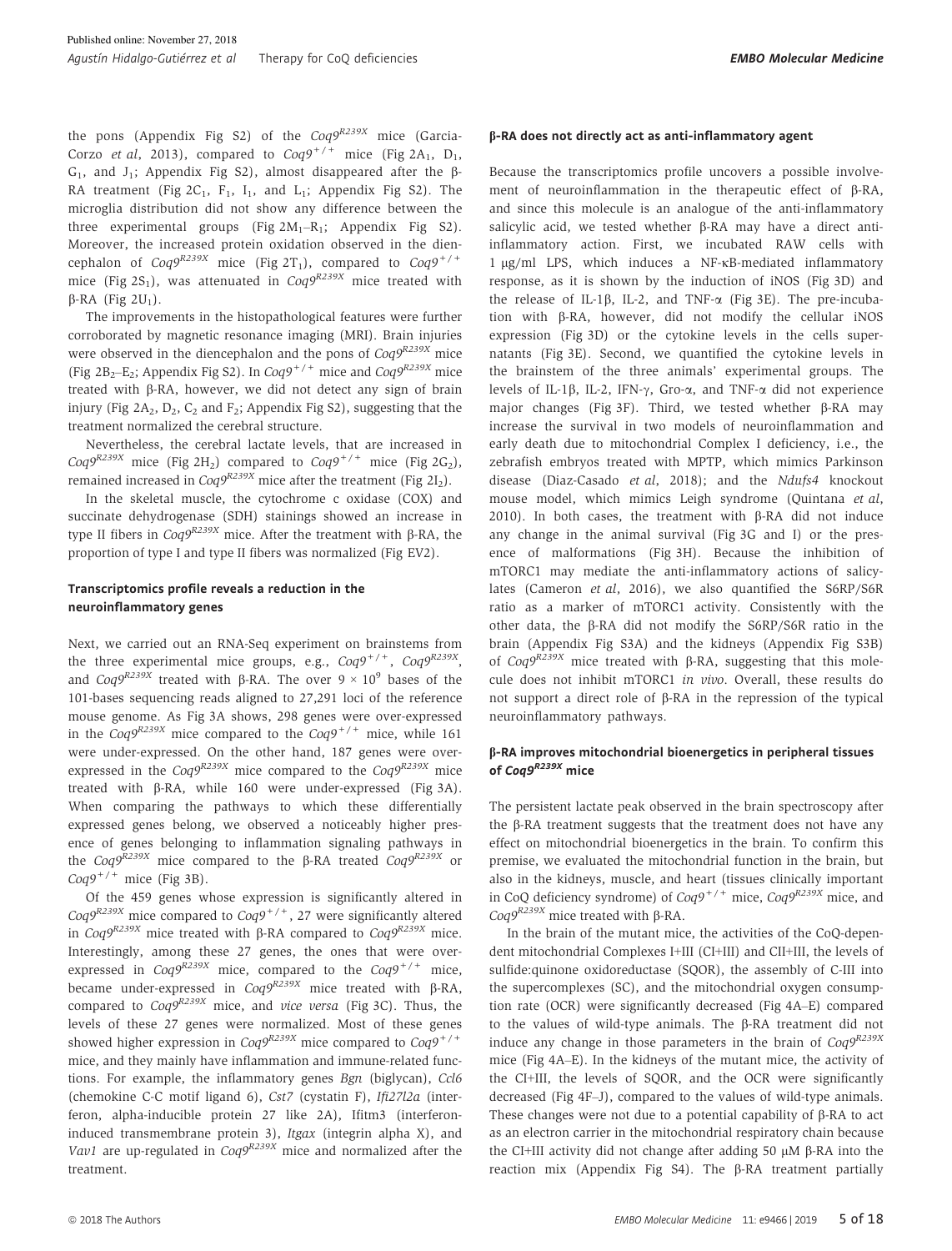the pons (Appendix Fig S2) of the *Coq9*$^{R239X}$ mice (Garcia-Corzo *et al*, 2013), compared to *Coq9*$^{+/+}$ mice (Fig 2A$_1$, D$_1$, G$_1$, and J$_1$; Appendix Fig S2), almost disappeared after the β-RA treatment (Fig 2C$_1$, F$_1$, I$_1$, and L$_1$; Appendix Fig S2). The microglia distribution did not show any difference between the three experimental groups (Fig 2M$_1$–R$_1$; Appendix Fig S2). Moreover, the increased protein oxidation observed in the diencephalon of *Coq9*$^{R239X}$ mice (Fig 2T$_1$), compared to *Coq9*$^{+/+}$ mice (Fig 2S$_1$), was attenuated in *Coq9*$^{R239X}$ mice treated with β-RA (Fig 2U$_1$).

The improvements in the histopathological features were further corroborated by magnetic resonance imaging (MRI). Brain injuries were observed in the diencephalon and the pons of *Coq9*$^{R239X}$ mice (Fig 2B$_2$–E$_2$; Appendix Fig S2). In *Coq9*$^{+/+}$ mice and *Coq9*$^{R239X}$ mice treated with β-RA, however, we did not detect any sign of brain injury (Fig 2A$_2$, D$_2$, C$_2$ and F$_2$; Appendix Fig S2), suggesting that the treatment normalized the cerebral structure.

Nevertheless, the cerebral lactate levels, that are increased in *Coq9*$^{R239X}$ mice (Fig 2H$_2$) compared to *Coq9*$^{+/+}$ mice (Fig 2G$_2$), remained increased in *Coq9*$^{R239X}$ mice after the treatment (Fig 2I$_2$).

In the skeletal muscle, the cytochrome c oxidase (COX) and succinate dehydrogenase (SDH) stainings showed an increase in type II fibers in *Coq9*$^{R239X}$ mice. After the treatment with β-RA, the proportion of type I and type II fibers was normalized (Fig EV2).

### Transcriptomics profile reveals a reduction in the neuroinflammatory genes

Next, we carried out an RNA-Seq experiment on brainstems from the three experimental mice groups, e.g., *Coq9*$^{+/+}$, *Coq9*$^{R239X}$, and *Coq9*$^{R239X}$ treated with β-RA. The over $9 \times 10^9$ bases of the 101-bases sequencing reads aligned to 27,291 loci of the reference mouse genome. As Fig 3A shows, 298 genes were over-expressed in the *Coq9*$^{R239X}$ mice compared to the *Coq9*$^{+/+}$ mice, while 161 were under-expressed. On the other hand, 187 genes were over-expressed in the *Coq9*$^{R239X}$ mice compared to the *Coq9*$^{R239X}$ mice treated with β-RA, while 160 were under-expressed (Fig 3A). When comparing the pathways to which these differentially expressed genes belong, we observed a noticeably higher presence of genes belonging to inflammation signaling pathways in the *Coq9*$^{R239X}$ mice compared to the β-RA treated *Coq9*$^{R239X}$ or *Coq9*$^{+/+}$ mice (Fig 3B).

Of the 459 genes whose expression is significantly altered in *Coq9*$^{R239X}$ mice compared to *Coq9*$^{+/+}$, 27 were significantly altered in *Coq9*$^{R239X}$ mice treated with β-RA compared to *Coq9*$^{R239X}$ mice. Interestingly, among these 27 genes, the ones that were over-expressed in *Coq9*$^{R239X}$ mice, compared to the *Coq9*$^{+/+}$ mice, became under-expressed in *Coq9*$^{R239X}$ mice treated with β-RA, compared to *Coq9*$^{R239X}$ mice, and *vice versa* (Fig 3C). Thus, the levels of these 27 genes were normalized. Most of these genes showed higher expression in *Coq9*$^{R239X}$ mice compared to *Coq9*$^{+/+}$ mice, and they mainly have inflammation and immune-related functions. For example, the inflammatory genes *Bgn* (biglycan), *Ccl6* (chemokine C-C motif ligand 6), *Cst7* (cystatin F), *Ifi27l2a* (interferon, alpha-inducible protein 27 like 2A), Ifitm3 (interferon-induced transmembrane protein 3), *Itgax* (integrin alpha X), and *Vav1* are up-regulated in *Coq9*$^{R239X}$ mice and normalized after the treatment.

### β-RA does not directly act as anti-inflammatory agent

Because the transcriptomics profile uncovers a possible involvement of neuroinflammation in the therapeutic effect of β-RA, and since this molecule is an analogue of the anti-inflammatory salicylic acid, we tested whether β-RA may have a direct anti-inflammatory action. First, we incubated RAW cells with 1 μg/ml LPS, which induces a NF-κB-mediated inflammatory response, as it is shown by the induction of iNOS (Fig 3D) and the release of IL-1β, IL-2, and TNF-α (Fig 3E). The pre-incubation with β-RA, however, did not modify the cellular iNOS expression (Fig 3D) or the cytokine levels in the cells supernatants (Fig 3E). Second, we quantified the cytokine levels in the brainstem of the three animals' experimental groups. The levels of IL-1β, IL-2, IFN-γ, Gro-α, and TNF-α did not experience major changes (Fig 3F). Third, we tested whether β-RA may increase the survival in two models of neuroinflammation and early death due to mitochondrial Complex I deficiency, i.e., the zebrafish embryos treated with MPTP, which mimics Parkinson disease (Diaz-Casado *et al*, 2018); and the *Ndufs4* knockout mouse model, which mimics Leigh syndrome (Quintana *et al*, 2010). In both cases, the treatment with β-RA did not induce any change in the animal survival (Fig 3G and I) or the presence of malformations (Fig 3H). Because the inhibition of mTORC1 may mediate the anti-inflammatory actions of salicylates (Cameron *et al*, 2016), we also quantified the S6RP/S6R ratio as a marker of mTORC1 activity. Consistently with the other data, the β-RA did not modify the S6RP/S6R ratio in the brain (Appendix Fig S3A) and the kidneys (Appendix Fig S3B) of *Coq9*$^{R239X}$ mice treated with β-RA, suggesting that this molecule does not inhibit mTORC1 *in vivo*. Overall, these results do not support a direct role of β-RA in the repression of the typical neuroinflammatory pathways.

### β-RA improves mitochondrial bioenergetics in peripheral tissues of *Coq9*$^{R239X}$ mice

The persistent lactate peak observed in the brain spectroscopy after the β-RA treatment suggests that the treatment does not have any effect on mitochondrial bioenergetics in the brain. To confirm this premise, we evaluated the mitochondrial function in the brain, but also in the kidneys, muscle, and heart (tissues clinically important in CoQ deficiency syndrome) of *Coq9*$^{+/+}$ mice, *Coq9*$^{R239X}$ mice, and *Coq9*$^{R239X}$ mice treated with β-RA.

In the brain of the mutant mice, the activities of the CoQ-dependent mitochondrial Complexes I+III (CI+III) and CII+III, the levels of sulfide:quinone oxidoreductase (SQOR), the assembly of C-III into the supercomplexes (SC), and the mitochondrial oxygen consumption rate (OCR) were significantly decreased (Fig 4A–E) compared to the values of wild-type animals. The β-RA treatment did not induce any change in those parameters in the brain of *Coq9*$^{R239X}$ mice (Fig 4A–E). In the kidneys of the mutant mice, the activity of the CI+III, the levels of SQOR, and the OCR were significantly decreased (Fig 4F–J), compared to the values of wild-type animals. These changes were not due to a potential capability of β-RA to act as an electron carrier in the mitochondrial respiratory chain because the CI+III activity did not change after adding 50 μM β-RA into the reaction mix (Appendix Fig S4). The β-RA treatment partially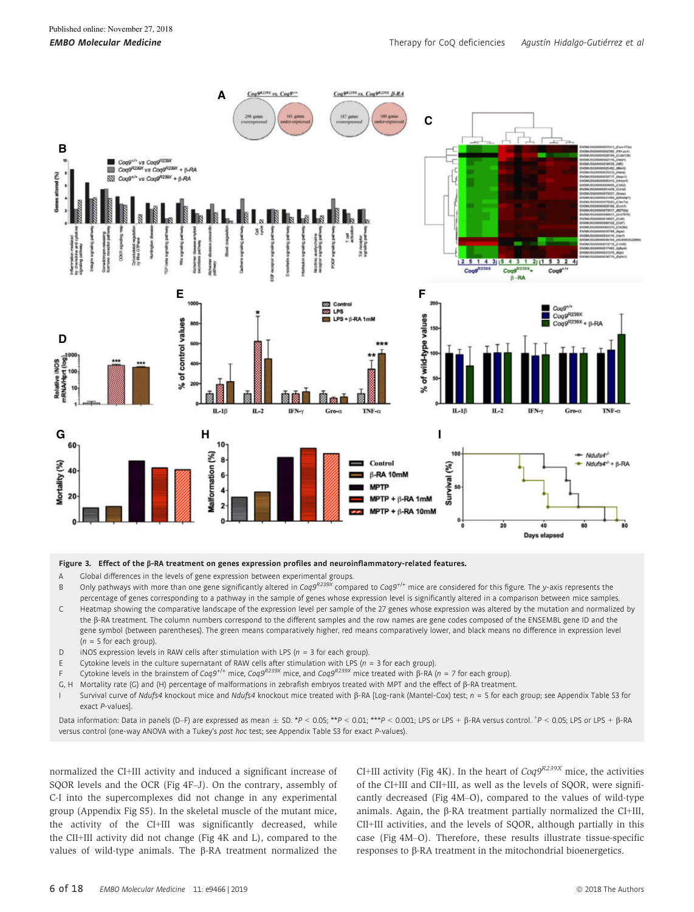**Figure 3. Effect of the β-RA treatment on genes expression profiles and neuroinflammatory-related features.**

A Global differences in the levels of gene expression between experimental groups.

B Only pathways with more than one gene significantly altered in *Coq9*$^{R239X}$ compared to *Coq9*$^{+/+}$ mice are considered for this figure. The *y*-axis represents the percentage of genes corresponding to a pathway in the sample of genes whose expression level is significantly altered in a comparison between mice samples.

C Heatmap showing the comparative landscape of the expression level per sample of the 27 genes whose expression was altered by the mutation and normalized by the β-RA treatment. The column numbers correspond to the different samples and the row names are gene codes composed of the ENSEMBL gene ID and the gene symbol (between parentheses). The green means comparatively higher, red means comparatively lower, and black means no difference in expression level ($n = 5$ for each group).

D iNOS expression levels in RAW cells after stimulation with LPS ($n = 3$ for each group).

E Cytokine levels in the culture supernatant of RAW cells after stimulation with LPS ($n = 3$ for each group).

F Cytokine levels in the brainstem of *Coq9*$^{+/+}$ mice, *Coq9*$^{R239X}$ mice, and *Coq9*$^{R239X}$ mice treated with β-RA ($n = 7$ for each group).

G, H Mortality rate (G) and (H) percentage of malformations in zebrafish embryos treated with MPT and the effect of β-RA treatment.

I Survival curve of *Ndufs4* knockout mice and *Ndufs4* knockout mice treated with β-RA [Log-rank (Mantel-Cox) test; $n = 5$ for each group; see Appendix Table S3 for exact *P*-values].

Data information: Data in panels (D–F) are expressed as mean ± SD. $^*P < 0.05$; $^{**}P < 0.01$; $^{***}P < 0.001$; LPS or LPS + β-RA versus control. $^+P < 0.05$; LPS or LPS + β-RA versus control (one-way ANOVA with a Tukey's *post hoc* test; see Appendix Table S3 for exact *P*-values).

normalized the CI+III activity and induced a significant increase of SQOR levels and the OCR (Fig 4F–J). On the contrary, assembly of C-I into the supercomplexes did not change in any experimental group (Appendix Fig S5). In the skeletal muscle of the mutant mice, the activity of the CI+III was significantly decreased, while the CII+III activity did not change (Fig 4K and L), compared to the values of wild-type animals. The β-RA treatment normalized the CI+III activity (Fig 4K). In the heart of *Coq9*$^{R239X}$ mice, the activities of the CI+III and CII+III, as well as the levels of SQOR, were significantly decreased (Fig 4M–O), compared to the values of wild-type animals. Again, the β-RA treatment partially normalized the CI+III, CII+III activities, and the levels of SQOR, although partially in this case (Fig 4M–O). Therefore, these results illustrate tissue-specific responses to β-RA treatment in the mitochondrial bioenergetics.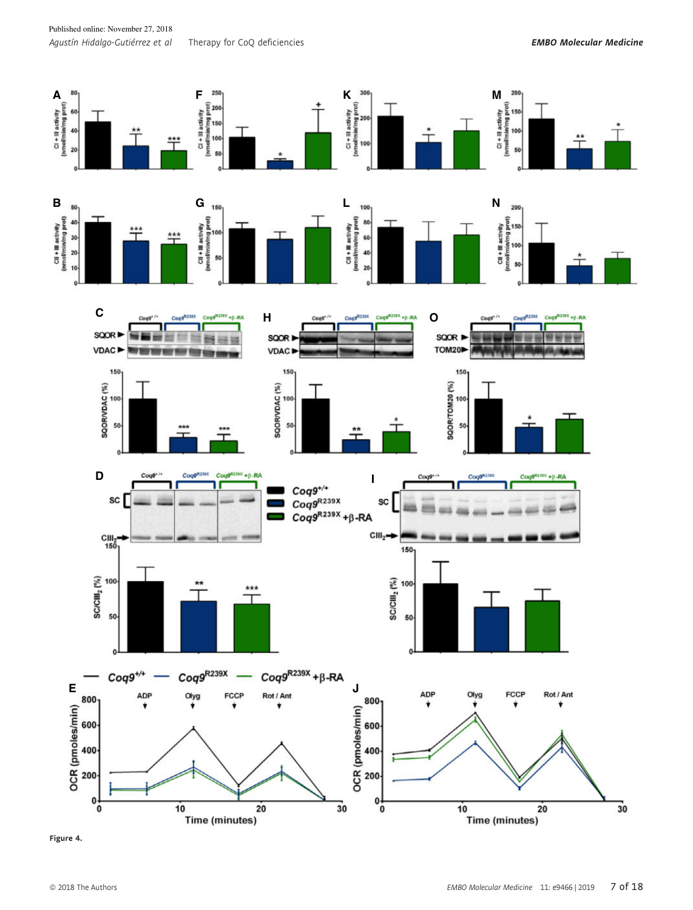Figure 4.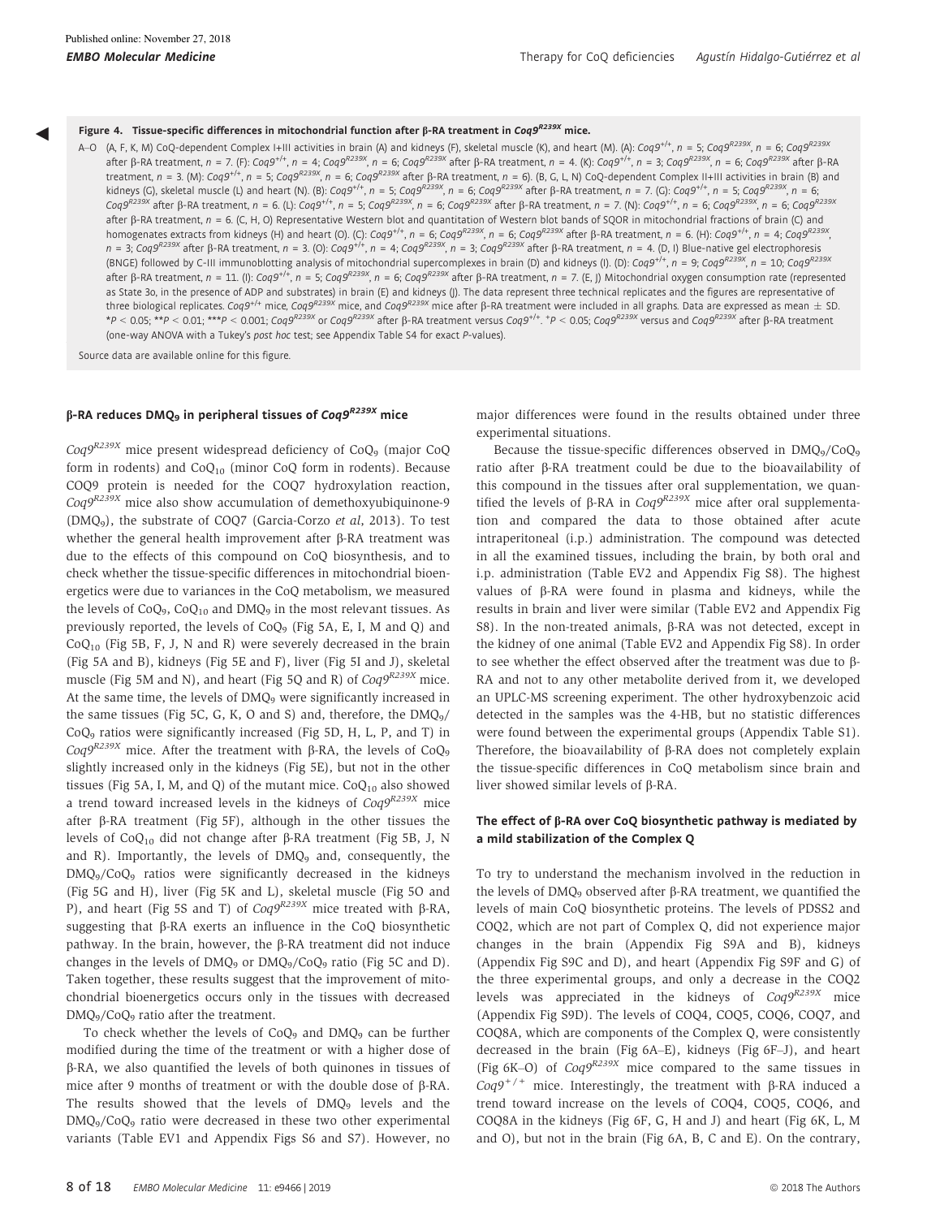**Figure 4. Tissue-specific differences in mitochondrial function after β-RA treatment in $Coq9^{R239X}$ mice.**

A–O (A, F, K, M) CoQ-dependent Complex I+III activities in brain (A) and kidneys (F), skeletal muscle (K), and heart (M). (A): $Coq9^{+/+}$, n = 5; $Coq9^{R239X}$, n = 6; $Coq9^{R239X}$ after β-RA treatment, n = 7. (F): $Coq9^{+/+}$, n = 4; $Coq9^{R239X}$, n = 6; $Coq9^{R239X}$ after β-RA treatment, n = 4. (K): $Coq9^{+/+}$, n = 3; $Coq9^{R239X}$, n = 6; $Coq9^{R239X}$ after β-RA treatment, n = 3. (M): $Coq9^{+/+}$, n = 5; $Coq9^{R239X}$, n = 6; $Coq9^{R239X}$ after β-RA treatment, n = 6). (B, G, L, N) CoQ-dependent Complex II+III activities in brain (B) and kidneys (G), skeletal muscle (L) and heart (N). (B): $Coq9^{+/+}$, n = 5; $Coq9^{R239X}$, n = 6; $Coq9^{R239X}$ after β-RA treatment, n = 7. (G): $Coq9^{+/+}$, n = 5; $Coq9^{R239X}$, n = 6; $Coq9^{R239X}$ after β-RA treatment, n = 6. (L): $Coq9^{+/+}$, n = 5; $Coq9^{R239X}$, n = 6; $Coq9^{R239X}$ after β-RA treatment, n = 7. (N): $Coq9^{+/+}$, n = 6; $Coq9^{R239X}$, n = 6; $Coq9^{R239X}$ after β-RA treatment, n = 6. (C, H, O) Representative Western blot and quantitation of Western blot bands of SQOR in mitochondrial fractions of brain (C) and homogenates extracts from kidneys (H) and heart (O). (C): $Coq9^{+/+}$, n = 6; $Coq9^{R239X}$, n = 6; $Coq9^{R239X}$ after β-RA treatment, n = 6. (H): $Coq9^{+/+}$, n = 4; $Coq9^{R239X}$, n = 3; $Coq9^{R239X}$ after β-RA treatment, n = 3. (O): $Coq9^{+/+}$, n = 4; $Coq9^{R239X}$, n = 3; $Coq9^{R239X}$ after β-RA treatment, n = 4. (D, I) Blue-native gel electrophoresis (BNGE) followed by C-III immunoblotting analysis of mitochondrial supercomplexes in brain (D) and kidneys (I). (D): $Coq9^{+/+}$, n = 9; $Coq9^{R239X}$, n = 10; $Coq9^{R239X}$ after β-RA treatment, n = 11. (I): $Coq9^{+/+}$, n = 5; $Coq9^{R239X}$, n = 6; $Coq9^{R239X}$ after β-RA treatment, n = 7. (E, J) Mitochondrial oxygen consumption rate (represented as State 3o, in the presence of ADP and substrates) in brain (E) and kidneys (J). The data represent three technical replicates and the figures are representative of three biological replicates. $Coq9^{+/+}$ mice, $Coq9^{R239X}$ mice, and $Coq9^{R239X}$ mice after β-RA treatment were included in all graphs. Data are expressed as mean ± SD. \*$P < 0.05$; \*\*$P < 0.01$; \*\*\*$P < 0.001$; $Coq9^{R239X}$ or $Coq9^{R239X}$ after β-RA treatment versus $Coq9^{+/+}$. +$P < 0.05$; $Coq9^{R239X}$ versus and $Coq9^{R239X}$ after β-RA treatment (one-way ANOVA with a Tukey's *post hoc* test; see Appendix Table S4 for exact *P*-values).

Source data are available online for this figure.

### β-RA reduces $DMQ_9$ in peripheral tissues of $Coq9^{R239X}$ mice

$Coq9^{R239X}$ mice present widespread deficiency of $CoQ_9$ (major CoQ form in rodents) and $CoQ_{10}$ (minor CoQ form in rodents). Because COQ9 protein is needed for the COQ7 hydroxylation reaction, $Coq9^{R239X}$ mice also show accumulation of demethoxyubiquinone-9 ($DMQ_9$), the substrate of COQ7 (Garcia-Corzo *et al*, 2013). To test whether the general health improvement after β-RA treatment was due to the effects of this compound on CoQ biosynthesis, and to check whether the tissue-specific differences in mitochondrial bioenergetics were due to variances in the CoQ metabolism, we measured the levels of $CoQ_9$, $CoQ_{10}$ and $DMQ_9$ in the most relevant tissues. As previously reported, the levels of $CoQ_9$ (Fig 5A, E, I, M and Q) and $CoQ_{10}$ (Fig 5B, F, J, N and R) were severely decreased in the brain (Fig 5A and B), kidneys (Fig 5E and F), liver (Fig 5I and J), skeletal muscle (Fig 5M and N), and heart (Fig 5Q and R) of $Coq9^{R239X}$ mice. At the same time, the levels of $DMQ_9$ were significantly increased in the same tissues (Fig 5C, G, K, O and S) and, therefore, the $DMQ_9/CoQ_9$ ratios were significantly increased (Fig 5D, H, L, P, and T) in $Coq9^{R239X}$ mice. After the treatment with β-RA, the levels of $CoQ_9$ slightly increased only in the kidneys (Fig 5E), but not in the other tissues (Fig 5A, I, M, and Q) of the mutant mice. $CoQ_{10}$ also showed a trend toward increased levels in the kidneys of $Coq9^{R239X}$ mice after β-RA treatment (Fig 5F), although in the other tissues the levels of $CoQ_{10}$ did not change after β-RA treatment (Fig 5B, J, N and R). Importantly, the levels of $DMQ_9$ and, consequently, the $DMQ_9/CoQ_9$ ratios were significantly decreased in the kidneys (Fig 5G and H), liver (Fig 5K and L), skeletal muscle (Fig 5O and P), and heart (Fig 5S and T) of $Coq9^{R239X}$ mice treated with β-RA, suggesting that β-RA exerts an influence in the CoQ biosynthetic pathway. In the brain, however, the β-RA treatment did not induce changes in the levels of $DMQ_9$ or $DMQ_9/CoQ_9$ ratio (Fig 5C and D). Taken together, these results suggest that the improvement of mitochondrial bioenergetics occurs only in the tissues with decreased $DMQ_9/CoQ_9$ ratio after the treatment.

To check whether the levels of $CoQ_9$ and $DMQ_9$ can be further modified during the time of the treatment or with a higher dose of β-RA, we also quantified the levels of both quinones in tissues of mice after 9 months of treatment or with the double dose of β-RA. The results showed that the levels of $DMQ_9$ levels and the $DMQ_9/CoQ_9$ ratio were decreased in these two other experimental variants (Table EV1 and Appendix Figs S6 and S7). However, no major differences were found in the results obtained under three experimental situations.

Because the tissue-specific differences observed in $DMQ_9/CoQ_9$ ratio after β-RA treatment could be due to the bioavailability of this compound in the tissues after oral supplementation, we quantified the levels of β-RA in $Coq9^{R239X}$ mice after oral supplementation and compared the data to those obtained after acute intraperitoneal (i.p.) administration. The compound was detected in all the examined tissues, including the brain, by both oral and i.p. administration (Table EV2 and Appendix Fig S8). The highest values of β-RA were found in plasma and kidneys, while the results in brain and liver were similar (Table EV2 and Appendix Fig S8). In the non-treated animals, β-RA was not detected, except in the kidney of one animal (Table EV2 and Appendix Fig S8). In order to see whether the effect observed after the treatment was due to β-RA and not to any other metabolite derived from it, we developed an UPLC-MS screening experiment. The other hydroxybenzoic acid detected in the samples was the 4-HB, but no statistic differences were found between the experimental groups (Appendix Table S1). Therefore, the bioavailability of β-RA does not completely explain the tissue-specific differences in CoQ metabolism since brain and liver showed similar levels of β-RA.

### The effect of β-RA over CoQ biosynthetic pathway is mediated by a mild stabilization of the Complex Q

To try to understand the mechanism involved in the reduction in the levels of $DMQ_9$ observed after β-RA treatment, we quantified the levels of main CoQ biosynthetic proteins. The levels of PDSS2 and COQ2, which are not part of Complex Q, did not experience major changes in the brain (Appendix Fig S9A and B), kidneys (Appendix Fig S9C and D), and heart (Appendix Fig S9F and G) of the three experimental groups, and only a decrease in the COQ2 levels was appreciated in the kidneys of $Coq9^{R239X}$ mice (Appendix Fig S9D). The levels of COQ4, COQ5, COQ6, COQ7, and COQ8A, which are components of the Complex Q, were consistently decreased in the brain (Fig 6A–E), kidneys (Fig 6F–J), and heart (Fig 6K–O) of $Coq9^{R239X}$ mice compared to the same tissues in $Coq9^{+/+}$ mice. Interestingly, the treatment with β-RA induced a trend toward increase on the levels of COQ4, COQ5, COQ6, and COQ8A in the kidneys (Fig 6F, G, H and J) and heart (Fig 6K, L, M and O), but not in the brain (Fig 6A, B, C and E). On the contrary,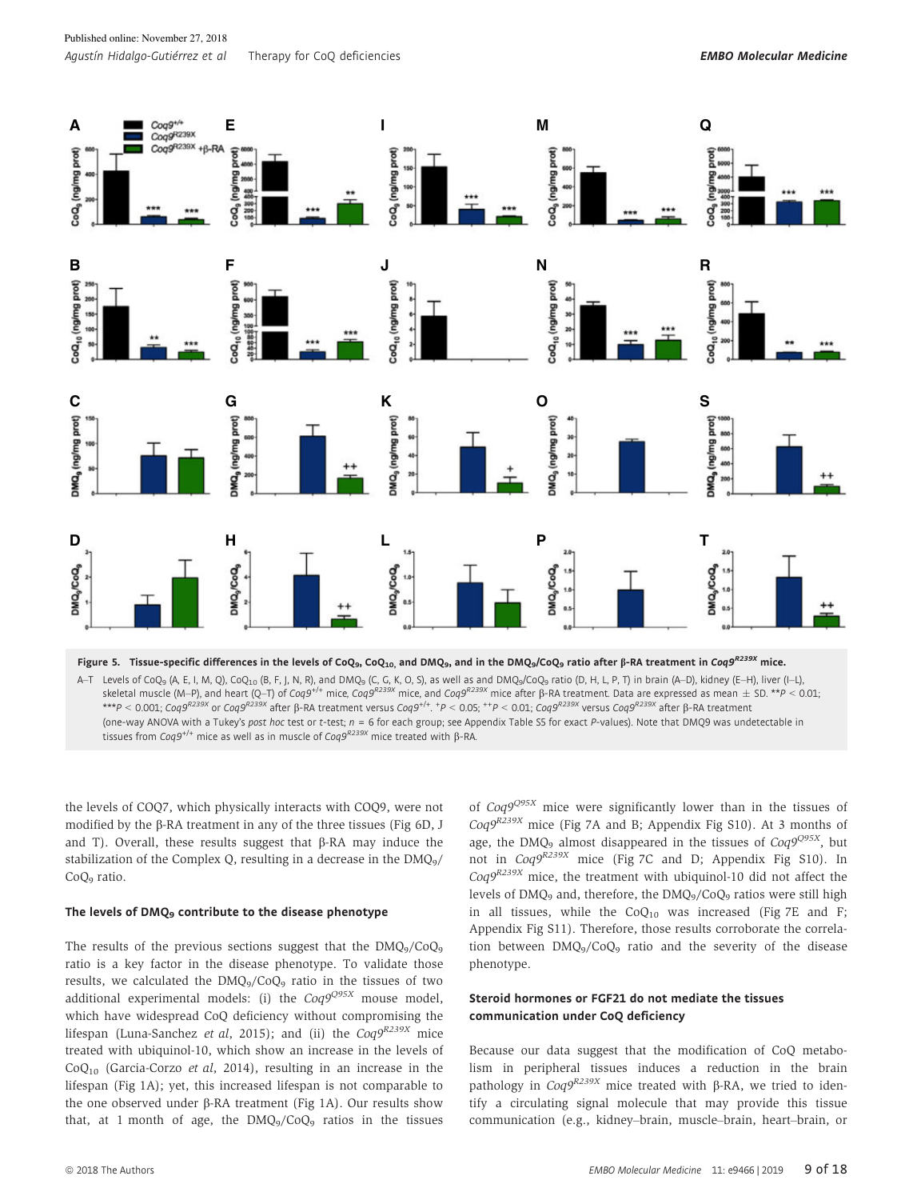**Figure 5. Tissue-specific differences in the levels of $CoQ_9$, $CoQ_{10}$, and $DMQ_9$, and in the $DMQ_9/CoQ_9$ ratio after β-RA treatment in *Coq9$^{R239X}$* mice.**

A–T Levels of $CoQ_9$ (A, E, I, M, Q), $CoQ_{10}$ (B, F, J, N, R), and $DMQ_9$ (C, G, K, O, S), as well as and $DMQ_9/CoQ_9$ ratio (D, H, L, P, T) in brain (A–D), kidney (E–H), liver (I–L), skeletal muscle (M–P), and heart (Q–T) of *Coq9$^{+/+}$* mice, *Coq9$^{R239X}$* mice, and *Coq9$^{R239X}$* mice after β-RA treatment. Data are expressed as mean ± SD. $^{**}P < 0.01$; $^{***}P < 0.001$; *Coq9$^{R239X}$* or *Coq9$^{R239X}$* after β-RA treatment versus *Coq9$^{+/+}$*. $^{+}P < 0.05$; $^{++}P < 0.01$; *Coq9$^{R239X}$* versus *Coq9$^{R239X}$* after β-RA treatment (one-way ANOVA with a Tukey's *post hoc* test or *t*-test; *n* = 6 for each group; see Appendix Table S5 for exact *P*-values). Note that DMQ9 was undetectable in tissues from *Coq9$^{+/+}$* mice as well as in muscle of *Coq9$^{R239X}$* mice treated with β-RA.

the levels of COQ7, which physically interacts with COQ9, were not modified by the β-RA treatment in any of the three tissues (Fig 6D, J and T). Overall, these results suggest that β-RA may induce the stabilization of the Complex Q, resulting in a decrease in the $DMQ_9/CoQ_9$ ratio.

### The levels of $DMQ_9$ contribute to the disease phenotype

The results of the previous sections suggest that the $DMQ_9/CoQ_9$ ratio is a key factor in the disease phenotype. To validate those results, we calculated the $DMQ_9/CoQ_9$ ratio in the tissues of two additional experimental models: (i) the *Coq9$^{Q95X}$* mouse model, which have widespread CoQ deficiency without compromising the lifespan (Luna-Sanchez *et al*, 2015); and (ii) the *Coq9$^{R239X}$* mice treated with ubiquinol-10, which show an increase in the levels of $CoQ_{10}$ (Garcia-Corzo *et al*, 2014), resulting in an increase in the lifespan (Fig 1A); yet, this increased lifespan is not comparable to the one observed under β-RA treatment (Fig 1A). Our results show that, at 1 month of age, the $DMQ_9/CoQ_9$ ratios in the tissues of *Coq9$^{Q95X}$* mice were significantly lower than in the tissues of *Coq9$^{R239X}$* mice (Fig 7A and B; Appendix Fig S10). At 3 months of age, the $DMQ_9$ almost disappeared in the tissues of *Coq9$^{Q95X}$*, but not in *Coq9$^{R239X}$* mice (Fig 7C and D; Appendix Fig S10). In *Coq9$^{R239X}$* mice, the treatment with ubiquinol-10 did not affect the levels of $DMQ_9$ and, therefore, the $DMQ_9/CoQ_9$ ratios were still high in all tissues, while the $CoQ_{10}$ was increased (Fig 7E and F; Appendix Fig S11). Therefore, those results corroborate the correlation between $DMQ_9/CoQ_9$ ratio and the severity of the disease phenotype.

### Steroid hormones or FGF21 do not mediate the tissues communication under CoQ deficiency

Because our data suggest that the modification of CoQ metabolism in peripheral tissues induces a reduction in the brain pathology in *Coq9$^{R239X}$* mice treated with β-RA, we tried to identify a circulating signal molecule that may provide this tissue communication (e.g., kidney–brain, muscle–brain, heart–brain, or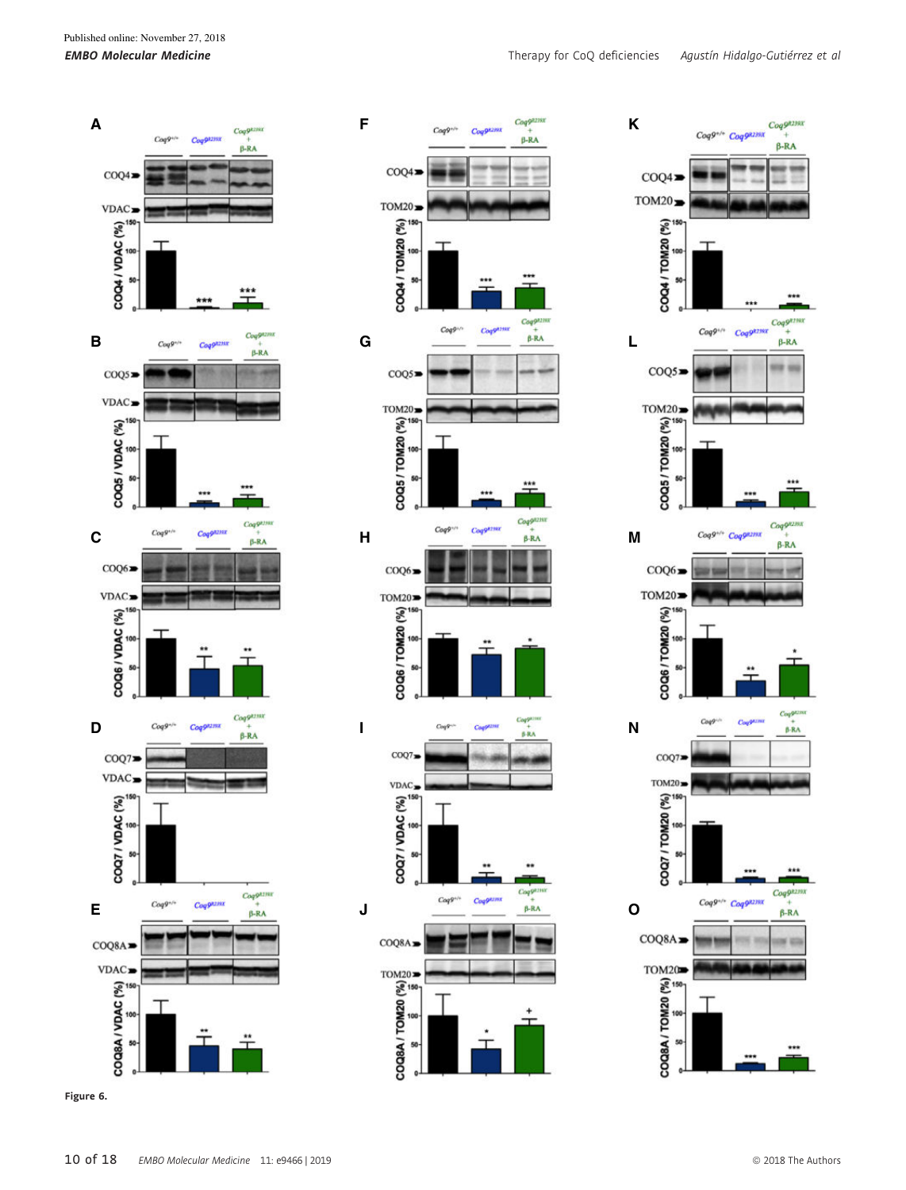Figure 6.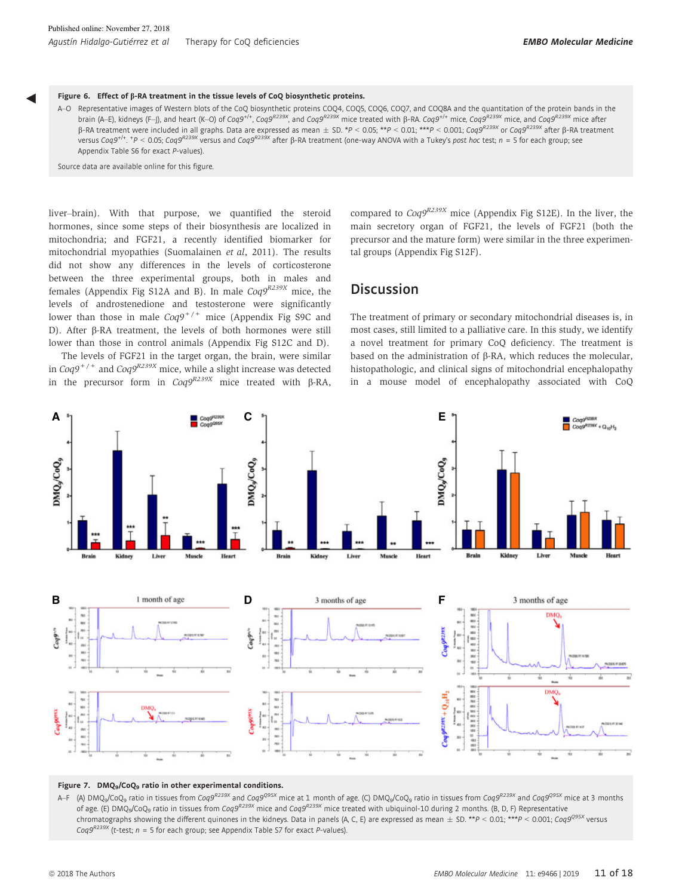**Figure 6. Effect of β-RA treatment in the tissue levels of CoQ biosynthetic proteins.**

A–O Representative images of Western blots of the CoQ biosynthetic proteins COQ4, COQ5, COQ6, COQ7, and COQ8A and the quantitation of the protein bands in the brain (A–E), kidneys (F–J), and liver (K–O) of $Coq9^{+/+}$, $Coq9^{R239X}$, and $Coq9^{R239X}$ mice treated with β-RA. $Coq9^{+/+}$ mice, $Coq9^{R239X}$ mice, and $Coq9^{R239X}$ mice after β-RA treatment were included in all graphs. Data are expressed as mean ± SD. *$P < 0.05$; **$P < 0.01$; ***$P < 0.001$; $Coq9^{R239X}$ or $Coq9^{R239X}$ after β-RA treatment versus $Coq9^{+/+}$. $^{+}P < 0.05$; $Coq9^{R239X}$ versus and $Coq9^{R239X}$ after β-RA treatment (one-way ANOVA with a Tukey's *post hoc* test; $n = 5$ for each group; see Appendix Table S6 for exact *P*-values).

Source data are available online for this figure.

liver–brain). With that purpose, we quantified the steroid hormones, since some steps of their biosynthesis are localized in mitochondria; and FGF21, a recently identified biomarker for mitochondrial myopathies (Suomalainen *et al*, 2011). The results did not show any differences in the levels of corticosterone between the three experimental groups, both in males and females (Appendix Fig S12A and B). In male $Coq9^{R239X}$ mice, the levels of androstenedione and testosterone were significantly lower than those in male $Coq9^{+/+}$ mice (Appendix Fig S9C and D). After β-RA treatment, the levels of both hormones were still lower than those in control animals (Appendix Fig S12C and D).

The levels of FGF21 in the target organ, the brain, were similar in $Coq9^{+/+}$ and $Coq9^{R239X}$ mice, while a slight increase was detected in the precursor form in $Coq9^{R239X}$ mice treated with β-RA, compared to $Coq9^{R239X}$ mice (Appendix Fig S12E). In the liver, the main secretory organ of FGF21, the levels of FGF21 (both the precursor and the mature form) were similar in the three experimental groups (Appendix Fig S12F).

## Discussion

The treatment of primary or secondary mitochondrial diseases is, in most cases, still limited to a palliative care. In this study, we identify a novel treatment for primary CoQ deficiency. The treatment is based on the administration of β-RA, which reduces the molecular, histopathologic, and clinical signs of mitochondrial encephalopathy in a mouse model of encephalopathy associated with CoQ

**Figure 7. $DMQ_9/CoQ_9$ ratio in other experimental conditions.**

A–F (A) $DMQ_9/CoQ_9$ ratio in tissues from $Coq9^{R239X}$ and $Coq9^{Q95X}$ mice at 1 month of age. (C) $DMQ_9/CoQ_9$ ratio in tissues from $Coq9^{R239X}$ and $Coq9^{Q95X}$ mice at 3 months of age. (E) $DMQ_9/CoQ_9$ ratio in tissues from $Coq9^{R239X}$ mice and $Coq9^{R239X}$ mice treated with ubiquinol-10 during 2 months. (B, D, F) Representative chromatographs showing the different quinones in the kidneys. Data in panels (A, C, E) are expressed as mean ± SD. **$P < 0.01$; ***$P < 0.001$; $Coq9^{Q95X}$ versus $Coq9^{R239X}$ (t-test; $n = 5$ for each group; see Appendix Table S7 for exact *P*-values).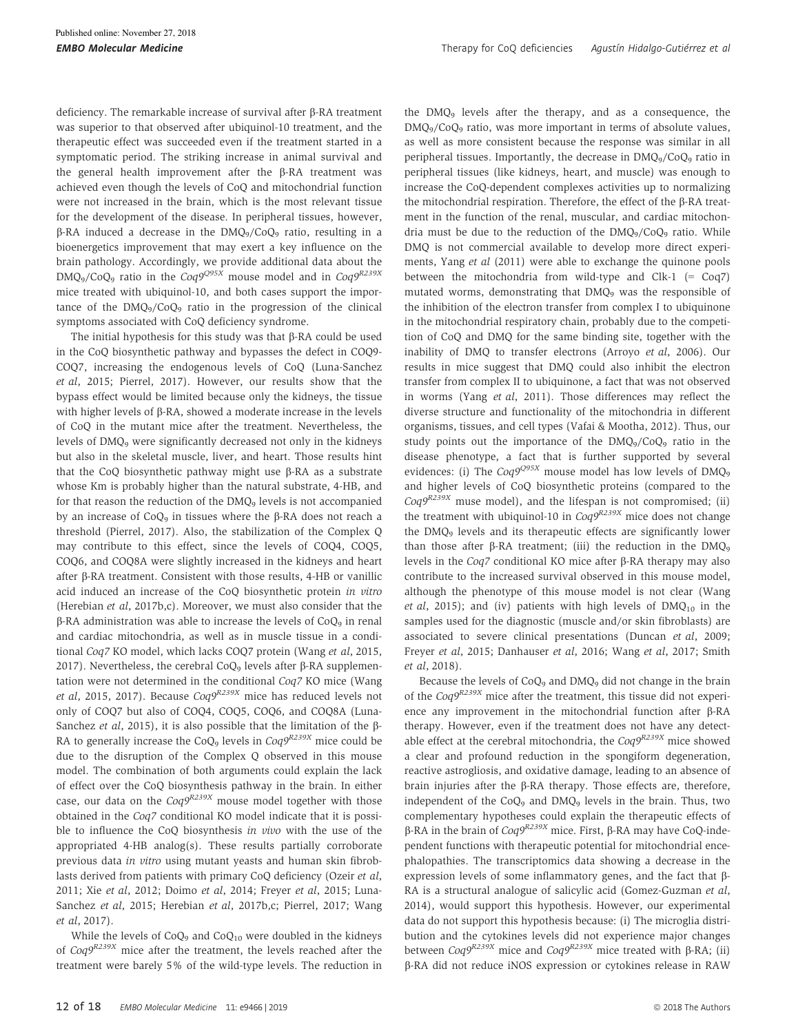deficiency. The remarkable increase of survival after β-RA treatment was superior to that observed after ubiquinol-10 treatment, and the therapeutic effect was succeeded even if the treatment started in a symptomatic period. The striking increase in animal survival and the general health improvement after the β-RA treatment was achieved even though the levels of CoQ and mitochondrial function were not increased in the brain, which is the most relevant tissue for the development of the disease. In peripheral tissues, however, β-RA induced a decrease in the $DMQ_9/CoQ_9$ ratio, resulting in a bioenergetics improvement that may exert a key influence on the brain pathology. Accordingly, we provide additional data about the $DMQ_9/CoQ_9$ ratio in the $Coq9^{Q95X}$ mouse model and in $Coq9^{R239X}$ mice treated with ubiquinol-10, and both cases support the importance of the $DMQ_9/CoQ_9$ ratio in the progression of the clinical symptoms associated with CoQ deficiency syndrome.

The initial hypothesis for this study was that β-RA could be used in the CoQ biosynthetic pathway and bypasses the defect in COQ9-COQ7, increasing the endogenous levels of CoQ (Luna-Sanchez *et al*, 2015; Pierrel, 2017). However, our results show that the bypass effect would be limited because only the kidneys, the tissue with higher levels of β-RA, showed a moderate increase in the levels of CoQ in the mutant mice after the treatment. Nevertheless, the levels of $DMQ_9$ were significantly decreased not only in the kidneys but also in the skeletal muscle, liver, and heart. Those results hint that the CoQ biosynthetic pathway might use β-RA as a substrate whose Km is probably higher than the natural substrate, 4-HB, and for that reason the reduction of the $DMQ_9$ levels is not accompanied by an increase of $CoQ_9$ in tissues where the β-RA does not reach a threshold (Pierrel, 2017). Also, the stabilization of the Complex Q may contribute to this effect, since the levels of COQ4, COQ5, COQ6, and COQ8A were slightly increased in the kidneys and heart after β-RA treatment. Consistent with those results, 4-HB or vanillic acid induced an increase of the CoQ biosynthetic protein *in vitro* (Herebian *et al*, 2017b,c). Moreover, we must also consider that the β-RA administration was able to increase the levels of $CoQ_9$ in renal and cardiac mitochondria, as well as in muscle tissue in a conditional *Coq7* KO model, which lacks COQ7 protein (Wang *et al*, 2015, 2017). Nevertheless, the cerebral $CoQ_9$ levels after β-RA supplementation were not determined in the conditional *Coq7* KO mice (Wang *et al*, 2015, 2017). Because $Coq9^{R239X}$ mice has reduced levels not only of COQ7 but also of COQ4, COQ5, COQ6, and COQ8A (Luna-Sanchez *et al*, 2015), it is also possible that the limitation of the β-RA to generally increase the $CoQ_9$ levels in $Coq9^{R239X}$ mice could be due to the disruption of the Complex Q observed in this mouse model. The combination of both arguments could explain the lack of effect over the CoQ biosynthesis pathway in the brain. In either case, our data on the $Coq9^{R239X}$ mouse model together with those obtained in the *Coq7* conditional KO model indicate that it is possible to influence the CoQ biosynthesis *in vivo* with the use of the appropriated 4-HB analog(s). These results partially corroborate previous data *in vitro* using mutant yeasts and human skin fibroblasts derived from patients with primary CoQ deficiency (Ozeir *et al*, 2011; Xie *et al*, 2012; Doimo *et al*, 2014; Freyer *et al*, 2015; Luna-Sanchez *et al*, 2015; Herebian *et al*, 2017b,c; Pierrel, 2017; Wang *et al*, 2017).

While the levels of $CoQ_9$ and $CoQ_{10}$ were doubled in the kidneys of $Coq9^{R239X}$ mice after the treatment, the levels reached after the treatment were barely 5% of the wild-type levels. The reduction in the $DMQ_9$ levels after the therapy, and as a consequence, the $DMQ_9/CoQ_9$ ratio, was more important in terms of absolute values, as well as more consistent because the response was similar in all peripheral tissues. Importantly, the decrease in $DMQ_9/CoQ_9$ ratio in peripheral tissues (like kidneys, heart, and muscle) was enough to increase the CoQ-dependent complexes activities up to normalizing the mitochondrial respiration. Therefore, the effect of the β-RA treatment in the function of the renal, muscular, and cardiac mitochondria must be due to the reduction of the $DMQ_9/CoQ_9$ ratio. While DMQ is not commercial available to develop more direct experiments, Yang *et al* (2011) were able to exchange the quinone pools between the mitochondria from wild-type and Clk-1 (= Coq7) mutated worms, demonstrating that $DMQ_9$ was the responsible of the inhibition of the electron transfer from complex I to ubiquinone in the mitochondrial respiratory chain, probably due to the competition of CoQ and DMQ for the same binding site, together with the inability of DMQ to transfer electrons (Arroyo *et al*, 2006). Our results in mice suggest that DMQ could also inhibit the electron transfer from complex II to ubiquinone, a fact that was not observed in worms (Yang *et al*, 2011). Those differences may reflect the diverse structure and functionality of the mitochondria in different organisms, tissues, and cell types (Vafai & Mootha, 2012). Thus, our study points out the importance of the $DMQ_9/CoQ_9$ ratio in the disease phenotype, a fact that is further supported by several evidences: (i) The $Coq9^{Q95X}$ mouse model has low levels of $DMQ_9$ and higher levels of CoQ biosynthetic proteins (compared to the $Coq9^{R239X}$ muse model), and the lifespan is not compromised; (ii) the treatment with ubiquinol-10 in $Coq9^{R239X}$ mice does not change the $DMQ_9$ levels and its therapeutic effects are significantly lower than those after β-RA treatment; (iii) the reduction in the $DMQ_9$ levels in the *Coq7* conditional KO mice after β-RA therapy may also contribute to the increased survival observed in this mouse model, although the phenotype of this mouse model is not clear (Wang *et al*, 2015); and (iv) patients with high levels of $DMQ_{10}$ in the samples used for the diagnostic (muscle and/or skin fibroblasts) are associated to severe clinical presentations (Duncan *et al*, 2009; Freyer *et al*, 2015; Danhauser *et al*, 2016; Wang *et al*, 2017; Smith *et al*, 2018).

Because the levels of $CoQ_9$ and $DMQ_9$ did not change in the brain of the $Coq9^{R239X}$ mice after the treatment, this tissue did not experience any improvement in the mitochondrial function after β-RA therapy. However, even if the treatment does not have any detectable effect at the cerebral mitochondria, the $Coq9^{R239X}$ mice showed a clear and profound reduction in the spongiform degeneration, reactive astrogliosis, and oxidative damage, leading to an absence of brain injuries after the β-RA therapy. Those effects are, therefore, independent of the $CoQ_9$ and $DMQ_9$ levels in the brain. Thus, two complementary hypotheses could explain the therapeutic effects of β-RA in the brain of $Coq9^{R239X}$ mice. First, β-RA may have CoQ-independent functions with therapeutic potential for mitochondrial encephalopathies. The transcriptomics data showing a decrease in the expression levels of some inflammatory genes, and the fact that β-RA is a structural analogue of salicylic acid (Gomez-Guzman *et al*, 2014), would support this hypothesis. However, our experimental data do not support this hypothesis because: (i) The microglia distribution and the cytokines levels did not experience major changes between $Coq9^{R239X}$ mice and $Coq9^{R239X}$ mice treated with β-RA; (ii) β-RA did not reduce iNOS expression or cytokines release in RAW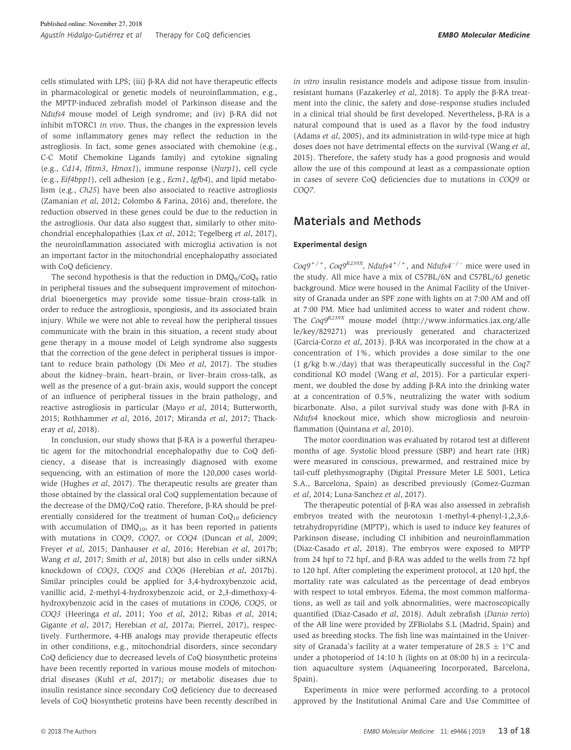cells stimulated with LPS; (iii) β-RA did not have therapeutic effects in pharmacological or genetic models of neuroinflammation, e.g., the MPTP-induced zebrafish model of Parkinson disease and the *Ndufs4* mouse model of Leigh syndrome; and (iv) β-RA did not inhibit mTORC1 *in vivo*. Thus, the changes in the expression levels of some inflammatory genes may reflect the reduction in the astrogliosis. In fact, some genes associated with chemokine (e.g., C-C Motif Chemokine Ligands family) and cytokine signaling (e.g., *Cd14, Ifitm3, Hmox1*), immune response (*Nurp1*), cell cycle (e.g., *Eif4bpp1*), cell adhesion (e.g., *Ecm1, Igfb4*), and lipid metabolism (e.g., *Ch25*) have been also associated to reactive astrogliosis (Zamanian *et al*, 2012; Colombo & Farina, 2016) and, therefore, the reduction observed in these genes could be due to the reduction in the astrogliosis. Our data also suggest that, similarly to other mitochondrial encephalopathies (Lax *et al*, 2012; Tegelberg *et al*, 2017), the neuroinflammation associated with microglia activation is not an important factor in the mitochondrial encephalopathy associated with CoQ deficiency.

The second hypothesis is that the reduction in $DMQ_9/CoQ_9$ ratio in peripheral tissues and the subsequent improvement of mitochondrial bioenergetics may provide some tissue–brain cross-talk in order to reduce the astrogliosis, spongiosis, and its associated brain injury. While we were not able to reveal how the peripheral tissues communicate with the brain in this situation, a recent study about gene therapy in a mouse model of Leigh syndrome also suggests that the correction of the gene defect in peripheral tissues is important to reduce brain pathology (Di Meo *et al*, 2017). The studies about the kidney–brain, heart–brain, or liver–brain cross-talk, as well as the presence of a gut–brain axis, would support the concept of an influence of peripheral tissues in the brain pathology, and reactive astrogliosis in particular (Mayo *et al*, 2014; Butterworth, 2015; Rothhammer *et al*, 2016, 2017; Miranda *et al*, 2017; Thackeray *et al*, 2018).

In conclusion, our study shows that β-RA is a powerful therapeutic agent for the mitochondrial encephalopathy due to CoQ deficiency, a disease that is increasingly diagnosed with exome sequencing, with an estimation of more the 120,000 cases worldwide (Hughes *et al*, 2017). The therapeutic results are greater than those obtained by the classical oral CoQ supplementation because of the decrease of the DMQ/CoQ ratio. Therefore, β-RA should be preferentially considered for the treatment of human $CoQ_{10}$ deficiency with accumulation of $DMQ_{10}$, as it has been reported in patients with mutations in *COQ9*, *COQ7*, or *COQ4* (Duncan *et al*, 2009; Freyer *et al*, 2015; Danhauser *et al*, 2016; Herebian *et al*, 2017b; Wang *et al*, 2017; Smith *et al*, 2018) but also in cells under siRNA knockdown of *COQ3*, *COQ5* and *COQ6* (Herebian *et al*, 2017b). Similar principles could be applied for 3,4-hydroxybenzoic acid, vanillic acid, 2-methyl-4-hydroxybenzoic acid, or 2,3-dimethoxy-4-hydroxybenzoic acid in the cases of mutations in *COQ6, COQ5*, or *COQ3* (Heeringa *et al*, 2011; Yoo *et al*, 2012; Ribas *et al*, 2014; Gigante *et al*, 2017; Herebian *et al*, 2017a; Pierrel, 2017), respectively. Furthermore, 4-HB analogs may provide therapeutic effects in other conditions, e.g., mitochondrial disorders, since secondary CoQ deficiency due to decreased levels of CoQ biosynthetic proteins have been recently reported in various mouse models of mitochondrial diseases (Kuhl *et al*, 2017); or metabolic diseases due to insulin resistance since secondary CoQ deficiency due to decreased levels of CoQ biosynthetic proteins have been recently described in *in vitro* insulin resistance models and adipose tissue from insulin-resistant humans (Fazakerley *et al*, 2018). To apply the β-RA treatment into the clinic, the safety and dose–response studies included in a clinical trial should be first developed. Nevertheless, β-RA is a natural compound that is used as a flavor by the food industry (Adams *et al*, 2005), and its administration in wild-type mice at high doses does not have detrimental effects on the survival (Wang *et al*, 2015). Therefore, the safety study has a good prognosis and would allow the use of this compound at least as a compassionate option in cases of severe CoQ deficiencies due to mutations in *COQ9* or *COQ7*.

## Materials and Methods

### Experimental design

$Coq9^{+/+}$, $Coq9^{R239X}$, $Ndufs4^{+/+}$, and $Ndufs4^{-/-}$ mice were used in the study. All mice have a mix of C57BL/6N and C57BL/6J genetic background. Mice were housed in the Animal Facility of the University of Granada under an SPF zone with lights on at 7:00 AM and off at 7:00 PM. Mice had unlimited access to water and rodent chow. The $Coq9^{R239X}$ mouse model (http://www.informatics.jax.org/allele/key/829271) was previously generated and characterized (Garcia-Corzo *et al*, 2013). β-RA was incorporated in the chow at a concentration of 1%, which provides a dose similar to the one (1 g/kg b.w./day) that was therapeutically successful in the *Coq7* conditional KO model (Wang *et al*, 2015). For a particular experiment, we doubled the dose by adding β-RA into the drinking water at a concentration of 0.5%, neutralizing the water with sodium bicarbonate. Also, a pilot survival study was done with β-RA in *Ndufs4* knockout mice, which show microgliosis and neuroinflammation (Quintana *et al*, 2010).

The motor coordination was evaluated by rotarod test at different months of age. Systolic blood pressure (SBP) and heart rate (HR) were measured in conscious, prewarmed, and restrained mice by tail-cuff plethysmography (Digital Pressure Meter LE 5001, Letica S.A., Barcelona, Spain) as described previously (Gomez-Guzman *et al*, 2014; Luna-Sanchez *et al*, 2017).

The therapeutic potential of β-RA was also assessed in zebrafish embryos treated with the neurotoxin 1-methyl-4-phenyl-1,2,3,6-tetrahydropyridine (MPTP), which is used to induce key features of Parkinson disease, including CI inhibition and neuroinflammation (Diaz-Casado *et al*, 2018). The embryos were exposed to MPTP from 24 hpf to 72 hpf, and β-RA was added to the wells from 72 hpf to 120 hpf. After completing the experiment protocol, at 120 hpf, the mortality rate was calculated as the percentage of dead embryos with respect to total embryos. Edema, the most common malformations, as well as tail and yolk abnormalities, were macroscopically quantified (Diaz-Casado *et al*, 2018). Adult zebrafish (*Danio rerio*) of the AB line were provided by ZFBiolabs S.L (Madrid, Spain) and used as breeding stocks. The fish line was maintained in the University of Granada's facility at a water temperature of 28.5 ± 1°C and under a photoperiod of 14:10 h (lights on at 08:00 h) in a recirculation aquaculture system (Aquaneering Incorporated, Barcelona, Spain).

Experiments in mice were performed according to a protocol approved by the Institutional Animal Care and Use Committee of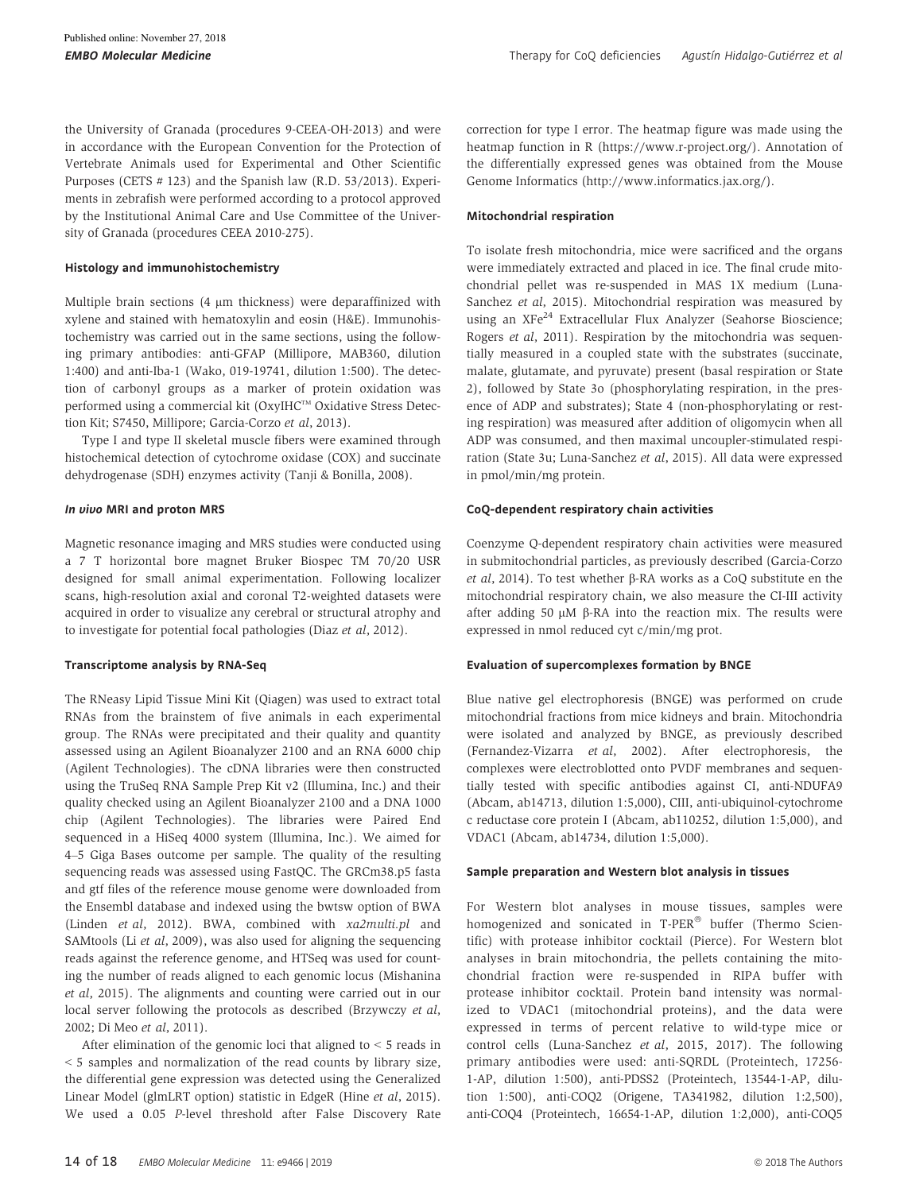the University of Granada (procedures 9-CEEA-OH-2013) and were in accordance with the European Convention for the Protection of Vertebrate Animals used for Experimental and Other Scientific Purposes (CETS # 123) and the Spanish law (R.D. 53/2013). Experiments in zebrafish were performed according to a protocol approved by the Institutional Animal Care and Use Committee of the University of Granada (procedures CEEA 2010-275).

#### Histology and immunohistochemistry

Multiple brain sections (4 μm thickness) were deparaffinized with xylene and stained with hematoxylin and eosin (H&E). Immunohistochemistry was carried out in the same sections, using the following primary antibodies: anti-GFAP (Millipore, MAB360, dilution 1:400) and anti-Iba-1 (Wako, 019-19741, dilution 1:500). The detection of carbonyl groups as a marker of protein oxidation was performed using a commercial kit (OxyIHC™ Oxidative Stress Detection Kit; S7450, Millipore; Garcia-Corzo *et al*, 2013).

Type I and type II skeletal muscle fibers were examined through histochemical detection of cytochrome oxidase (COX) and succinate dehydrogenase (SDH) enzymes activity (Tanji & Bonilla, 2008).

#### *In vivo* MRI and proton MRS

Magnetic resonance imaging and MRS studies were conducted using a 7 T horizontal bore magnet Bruker Biospec TM 70/20 USR designed for small animal experimentation. Following localizer scans, high-resolution axial and coronal T2-weighted datasets were acquired in order to visualize any cerebral or structural atrophy and to investigate for potential focal pathologies (Diaz *et al*, 2012).

#### Transcriptome analysis by RNA-Seq

The RNeasy Lipid Tissue Mini Kit (Qiagen) was used to extract total RNAs from the brainstem of five animals in each experimental group. The RNAs were precipitated and their quality and quantity assessed using an Agilent Bioanalyzer 2100 and an RNA 6000 chip (Agilent Technologies). The cDNA libraries were then constructed using the TruSeq RNA Sample Prep Kit v2 (Illumina, Inc.) and their quality checked using an Agilent Bioanalyzer 2100 and a DNA 1000 chip (Agilent Technologies). The libraries were Paired End sequenced in a HiSeq 4000 system (Illumina, Inc.). We aimed for 4–5 Giga Bases outcome per sample. The quality of the resulting sequencing reads was assessed using FastQC. The GRCm38.p5 fasta and gtf files of the reference mouse genome were downloaded from the Ensembl database and indexed using the bwtsw option of BWA (Linden *et al*, 2012). BWA, combined with *xa2multi.pl* and SAMtools (Li *et al*, 2009), was also used for aligning the sequencing reads against the reference genome, and HTSeq was used for counting the number of reads aligned to each genomic locus (Mishanina *et al*, 2015). The alignments and counting were carried out in our local server following the protocols as described (Brzywczy *et al*, 2002; Di Meo *et al*, 2011).

After elimination of the genomic loci that aligned to < 5 reads in < 5 samples and normalization of the read counts by library size, the differential gene expression was detected using the Generalized Linear Model (glmLRT option) statistic in EdgeR (Hine *et al*, 2015). We used a 0.05 *P*-level threshold after False Discovery Rate correction for type I error. The heatmap figure was made using the heatmap function in R (https://www.r-project.org/). Annotation of the differentially expressed genes was obtained from the Mouse Genome Informatics (http://www.informatics.jax.org/).

#### Mitochondrial respiration

To isolate fresh mitochondria, mice were sacrificed and the organs were immediately extracted and placed in ice. The final crude mitochondrial pellet was re-suspended in MAS 1X medium (Luna-Sanchez *et al*, 2015). Mitochondrial respiration was measured by using an $XFe^{24}$ Extracellular Flux Analyzer (Seahorse Bioscience; Rogers *et al*, 2011). Respiration by the mitochondria was sequentially measured in a coupled state with the substrates (succinate, malate, glutamate, and pyruvate) present (basal respiration or State 2), followed by State 3o (phosphorylating respiration, in the presence of ADP and substrates); State 4 (non-phosphorylating or resting respiration) was measured after addition of oligomycin when all ADP was consumed, and then maximal uncoupler-stimulated respiration (State 3u; Luna-Sanchez *et al*, 2015). All data were expressed in pmol/min/mg protein.

#### CoQ-dependent respiratory chain activities

Coenzyme Q-dependent respiratory chain activities were measured in submitochondrial particles, as previously described (Garcia-Corzo *et al*, 2014). To test whether β-RA works as a CoQ substitute en the mitochondrial respiratory chain, we also measure the CI-III activity after adding 50 μM β-RA into the reaction mix. The results were expressed in nmol reduced cyt c/min/mg prot.

#### Evaluation of supercomplexes formation by BNGE

Blue native gel electrophoresis (BNGE) was performed on crude mitochondrial fractions from mice kidneys and brain. Mitochondria were isolated and analyzed by BNGE, as previously described (Fernandez-Vizarra *et al*, 2002). After electrophoresis, the complexes were electroblotted onto PVDF membranes and sequentially tested with specific antibodies against CI, anti-NDUFA9 (Abcam, ab14713, dilution 1:5,000), CIII, anti-ubiquinol-cytochrome c reductase core protein I (Abcam, ab110252, dilution 1:5,000), and VDAC1 (Abcam, ab14734, dilution 1:5,000).

#### Sample preparation and Western blot analysis in tissues

For Western blot analyses in mouse tissues, samples were homogenized and sonicated in T-PER® buffer (Thermo Scientific) with protease inhibitor cocktail (Pierce). For Western blot analyses in brain mitochondria, the pellets containing the mitochondrial fraction were re-suspended in RIPA buffer with protease inhibitor cocktail. Protein band intensity was normalized to VDAC1 (mitochondrial proteins), and the data were expressed in terms of percent relative to wild-type mice or control cells (Luna-Sanchez *et al*, 2015, 2017). The following primary antibodies were used: anti-SQRDL (Proteintech, 17256-1-AP, dilution 1:500), anti-PDSS2 (Proteintech, 13544-1-AP, dilution 1:500), anti-COQ2 (Origene, TA341982, dilution 1:2,500), anti-COQ4 (Proteintech, 16654-1-AP, dilution 1:2,000), anti-COQ5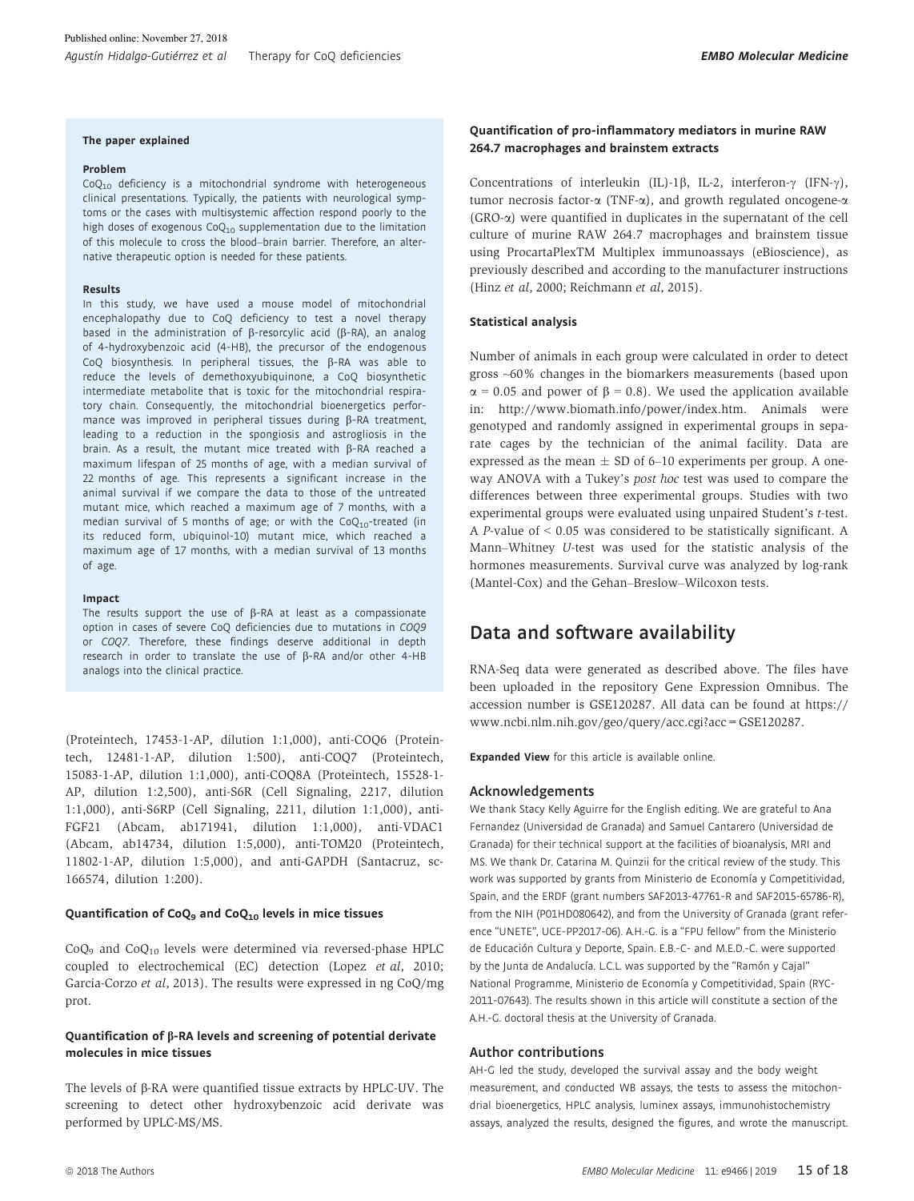### The paper explained

#### Problem

$CoQ_{10}$ deficiency is a mitochondrial syndrome with heterogeneous clinical presentations. Typically, the patients with neurological symptoms or the cases with multisystemic affection respond poorly to the high doses of exogenous $CoQ_{10}$ supplementation due to the limitation of this molecule to cross the blood–brain barrier. Therefore, an alternative therapeutic option is needed for these patients.

#### Results

In this study, we have used a mouse model of mitochondrial encephalopathy due to CoQ deficiency to test a novel therapy based in the administration of β-resorcylic acid (β-RA), an analog of 4-hydroxybenzoic acid (4-HB), the precursor of the endogenous CoQ biosynthesis. In peripheral tissues, the β-RA was able to reduce the levels of demethoxyubiquinone, a CoQ biosynthetic intermediate metabolite that is toxic for the mitochondrial respiratory chain. Consequently, the mitochondrial bioenergetics performance was improved in peripheral tissues during β-RA treatment, leading to a reduction in the spongiosis and astrogliosis in the brain. As a result, the mutant mice treated with β-RA reached a maximum lifespan of 25 months of age, with a median survival of 22 months of age. This represents a significant increase in the animal survival if we compare the data to those of the untreated mutant mice, which reached a maximum age of 7 months, with a median survival of 5 months of age; or with the $CoQ_{10}$-treated (in its reduced form, ubiquinol-10) mutant mice, which reached a maximum age of 17 months, with a median survival of 13 months of age.

#### Impact

The results support the use of β-RA at least as a compassionate option in cases of severe CoQ deficiencies due to mutations in *COQ9* or *COQ7*. Therefore, these findings deserve additional in depth research in order to translate the use of β-RA and/or other 4-HB analogs into the clinical practice.

(Proteintech, 17453-1-AP, dilution 1:1,000), anti-COQ6 (Proteintech, 12481-1-AP, dilution 1:500), anti-COQ7 (Proteintech, 15083-1-AP, dilution 1:1,000), anti-COQ8A (Proteintech, 15528-1-AP, dilution 1:2,500), anti-S6R (Cell Signaling, 2217, dilution 1:1,000), anti-S6RP (Cell Signaling, 2211, dilution 1:1,000), anti-FGF21 (Abcam, ab171941, dilution 1:1,000), anti-VDAC1 (Abcam, ab14734, dilution 1:5,000), anti-TOM20 (Proteintech, 11802-1-AP, dilution 1:5,000), and anti-GAPDH (Santacruz, sc-166574, dilution 1:200).

#### Quantification of $CoQ_9$ and $CoQ_{10}$ levels in mice tissues

$CoQ_9$ and $CoQ_{10}$ levels were determined via reversed-phase HPLC coupled to electrochemical (EC) detection (Lopez *et al*, 2010; Garcia-Corzo *et al*, 2013). The results were expressed in ng CoQ/mg prot.

#### Quantification of β-RA levels and screening of potential derivate molecules in mice tissues

The levels of β-RA were quantified tissue extracts by HPLC-UV. The screening to detect other hydroxybenzoic acid derivate was performed by UPLC-MS/MS.

#### Quantification of pro-inflammatory mediators in murine RAW 264.7 macrophages and brainstem extracts

Concentrations of interleukin (IL)-1β, IL-2, interferon-γ (IFN-γ), tumor necrosis factor-α (TNF-α), and growth regulated oncogene-α (GRO-α) were quantified in duplicates in the supernatant of the cell culture of murine RAW 264.7 macrophages and brainstem tissue using ProcartaPlexTM Multiplex immunoassays (eBioscience), as previously described and according to the manufacturer instructions (Hinz *et al*, 2000; Reichmann *et al*, 2015).

#### Statistical analysis

Number of animals in each group were calculated in order to detect gross ~60% changes in the biomarkers measurements (based upon $\alpha = 0.05$ and power of $\beta = 0.8$). We used the application available in: http://www.biomath.info/power/index.htm. Animals were genotyped and randomly assigned in experimental groups in separate cages by the technician of the animal facility. Data are expressed as the mean ± SD of 6–10 experiments per group. A one-way ANOVA with a Tukey's *post hoc* test was used to compare the differences between three experimental groups. Studies with two experimental groups were evaluated using unpaired Student's *t*-test. A $P$-value of $< 0.05$ was considered to be statistically significant. A Mann–Whitney *U*-test was used for the statistic analysis of the hormones measurements. Survival curve was analyzed by log-rank (Mantel-Cox) and the Gehan–Breslow–Wilcoxon tests.

## Data and software availability

RNA-Seq data were generated as described above. The files have been uploaded in the repository Gene Expression Omnibus. The accession number is GSE120287. All data can be found at https://www.ncbi.nlm.nih.gov/geo/query/acc.cgi?acc=GSE120287.

**Expanded View** for this article is available online.

### Acknowledgements

We thank Stacy Kelly Aguirre for the English editing. We are grateful to Ana Fernandez (Universidad de Granada) and Samuel Cantarero (Universidad de Granada) for their technical support at the facilities of bioanalysis, MRI and MS. We thank Dr. Catarina M. Quinzii for the critical review of the study. This work was supported by grants from Ministerio de Economía y Competitividad, Spain, and the ERDF (grant numbers SAF2013-47761-R and SAF2015-65786-R), from the NIH (P01HD080642), and from the University of Granada (grant reference "UNETE", UCE-PP2017-06). A.H.-G. is a "FPU fellow" from the Ministerio de Educación Cultura y Deporte, Spain. E.B.-C- and M.E.D.-C. were supported by the Junta de Andalucía. L.C.L. was supported by the "Ramón y Cajal" National Programme, Ministerio de Economía y Competitividad, Spain (RYC-2011-07643). The results shown in this article will constitute a section of the A.H.-G. doctoral thesis at the University of Granada.

### Author contributions

AH-G led the study, developed the survival assay and the body weight measurement, and conducted WB assays, the tests to assess the mitochondrial bioenergetics, HPLC analysis, luminex assays, immunohistochemistry assays, analyzed the results, designed the figures, and wrote the manuscript.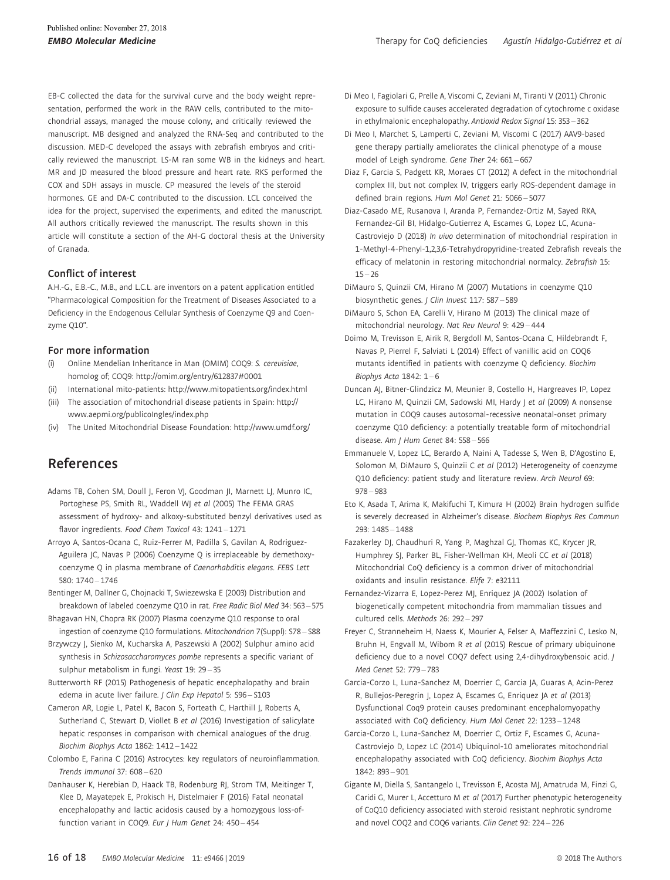EB-C collected the data for the survival curve and the body weight representation, performed the work in the RAW cells, contributed to the mitochondrial assays, managed the mouse colony, and critically reviewed the manuscript. MB designed and analyzed the RNA-Seq and contributed to the discussion. MED-C developed the assays with zebrafish embryos and critically reviewed the manuscript. LS-M ran some WB in the kidneys and heart. MR and JD measured the blood pressure and heart rate. RKS performed the COX and SDH assays in muscle. CP measured the levels of the steroid hormones. GE and DA-C contributed to the discussion. LCL conceived the idea for the project, supervised the experiments, and edited the manuscript. All authors critically reviewed the manuscript. The results shown in this article will constitute a section of the AH-G doctoral thesis at the University of Granada.

### Conflict of interest

A.H.-G., E.B.-C., M.B., and L.C.L. are inventors on a patent application entitled "Pharmacological Composition for the Treatment of Diseases Associated to a Deficiency in the Endogenous Cellular Synthesis of Coenzyme Q9 and Coenzyme Q10".

### For more information

(i) Online Mendelian Inheritance in Man (OMIM) COQ9: *S. cerevisiae*, homolog of; COQ9: http://omim.org/entry/612837#0001
(ii) International mito-patients: http://www.mitopatients.org/index.html
(iii) The association of mitochondrial disease patients in Spain: http://www.aepmi.org/publicoIngles/index.php
(iv) The United Mitochondrial Disease Foundation: http://www.umdf.org/

## References

Adams TB, Cohen SM, Doull J, Feron VJ, Goodman JI, Marnett LJ, Munro IC, Portoghese PS, Smith RL, Waddell WJ *et al* (2005) The FEMA GRAS assessment of hydroxy- and alkoxy-substituted benzyl derivatives used as flavor ingredients. *Food Chem Toxicol* 43: 1241 – 1271

Arroyo A, Santos-Ocana C, Ruiz-Ferrer M, Padilla S, Gavilan A, Rodriguez-Aguilera JC, Navas P (2006) Coenzyme Q is irreplaceable by demethoxy-coenzyme Q in plasma membrane of *Caenorhabditis elegans*. *FEBS Lett* 580: 1740 – 1746

Bentinger M, Dallner G, Chojnacki T, Swiezewska E (2003) Distribution and breakdown of labeled coenzyme Q10 in rat. *Free Radic Biol Med* 34: 563 – 575

Bhagavan HN, Chopra RK (2007) Plasma coenzyme Q10 response to oral ingestion of coenzyme Q10 formulations. *Mitochondrion* 7(Suppl): S78 – S88

Brzywczy J, Sienko M, Kucharska A, Paszewski A (2002) Sulphur amino acid synthesis in *Schizosaccharomyces pombe* represents a specific variant of sulphur metabolism in fungi. *Yeast* 19: 29 – 35

Butterworth RF (2015) Pathogenesis of hepatic encephalopathy and brain edema in acute liver failure. *J Clin Exp Hepatol* 5: S96 – S103

Cameron AR, Logie L, Patel K, Bacon S, Forteath C, Harthill J, Roberts A, Sutherland C, Stewart D, Viollet B *et al* (2016) Investigation of salicylate hepatic responses in comparison with chemical analogues of the drug. *Biochim Biophys Acta* 1862: 1412 – 1422

Colombo E, Farina C (2016) Astrocytes: key regulators of neuroinflammation. *Trends Immunol* 37: 608 – 620

Danhauser K, Herebian D, Haack TB, Rodenburg RJ, Strom TM, Meitinger T, Klee D, Mayatepek E, Prokisch H, Distelmaier F (2016) Fatal neonatal encephalopathy and lactic acidosis caused by a homozygous loss-of-function variant in COQ9. *Eur J Hum Genet* 24: 450 – 454

Di Meo I, Fagiolari G, Prelle A, Viscomi C, Zeviani M, Tiranti V (2011) Chronic exposure to sulfide causes accelerated degradation of cytochrome c oxidase in ethylmalonic encephalopathy. *Antioxid Redox Signal* 15: 353 – 362

Di Meo I, Marchet S, Lamperti C, Zeviani M, Viscomi C (2017) AAV9-based gene therapy partially ameliorates the clinical phenotype of a mouse model of Leigh syndrome. *Gene Ther* 24: 661 – 667

Diaz F, Garcia S, Padgett KR, Moraes CT (2012) A defect in the mitochondrial complex III, but not complex IV, triggers early ROS-dependent damage in defined brain regions. *Hum Mol Genet* 21: 5066 – 5077

Diaz-Casado ME, Rusanova I, Aranda P, Fernandez-Ortiz M, Sayed RKA, Fernandez-Gil BI, Hidalgo-Gutierrez A, Escames G, Lopez LC, Acuna-Castroviejo D (2018) *In vivo* determination of mitochondrial respiration in 1-Methyl-4-Phenyl-1,2,3,6-Tetrahydropyridine-treated Zebrafish reveals the efficacy of melatonin in restoring mitochondrial normalcy. *Zebrafish* 15: 15 – 26

DiMauro S, Quinzii CM, Hirano M (2007) Mutations in coenzyme Q10 biosynthetic genes. *J Clin Invest* 117: 587 – 589

DiMauro S, Schon EA, Carelli V, Hirano M (2013) The clinical maze of mitochondrial neurology. *Nat Rev Neurol* 9: 429 – 444

Doimo M, Trevisson E, Airik R, Bergdoll M, Santos-Ocana C, Hildebrandt F, Navas P, Pierrel F, Salviati L (2014) Effect of vanillic acid on COQ6 mutants identified in patients with coenzyme Q deficiency. *Biochim Biophys Acta* 1842: 1 – 6

Duncan AJ, Bitner-Glindzicz M, Meunier B, Costello H, Hargreaves IP, Lopez LC, Hirano M, Quinzii CM, Sadowski MI, Hardy J *et al* (2009) A nonsense mutation in COQ9 causes autosomal-recessive neonatal-onset primary coenzyme Q10 deficiency: a potentially treatable form of mitochondrial disease. *Am J Hum Genet* 84: 558 – 566

Emmanuele V, Lopez LC, Berardo A, Naini A, Tadesse S, Wen B, D'Agostino E, Solomon M, DiMauro S, Quinzii C *et al* (2012) Heterogeneity of coenzyme Q10 deficiency: patient study and literature review. *Arch Neurol* 69: 978 – 983

Eto K, Asada T, Arima K, Makifuchi T, Kimura H (2002) Brain hydrogen sulfide is severely decreased in Alzheimer's disease. *Biochem Biophys Res Commun* 293: 1485 – 1488

Fazakerley DJ, Chaudhuri R, Yang P, Maghzal GJ, Thomas KC, Krycer JR, Humphrey SJ, Parker BL, Fisher-Wellman KH, Meoli CC *et al* (2018) Mitochondrial CoQ deficiency is a common driver of mitochondrial oxidants and insulin resistance. *Elife* 7: e32111

Fernandez-Vizarra E, Lopez-Perez MJ, Enriquez JA (2002) Isolation of biogenetically competent mitochondria from mammalian tissues and cultured cells. *Methods* 26: 292 – 297

Freyer C, Stranneheim H, Naess K, Mourier A, Felser A, Maffezzini C, Lesko N, Bruhn H, Engvall M, Wibom R *et al* (2015) Rescue of primary ubiquinone deficiency due to a novel COQ7 defect using 2,4-dihydroxybensoic acid. *J Med Genet* 52: 779 – 783

Garcia-Corzo L, Luna-Sanchez M, Doerrier C, Garcia JA, Guaras A, Acin-Perez R, Bullejos-Peregrin J, Lopez A, Escames G, Enriquez JA *et al* (2013) Dysfunctional Coq9 protein causes predominant encephalomyopathy associated with CoQ deficiency. *Hum Mol Genet* 22: 1233 – 1248

Garcia-Corzo L, Luna-Sanchez M, Doerrier C, Ortiz F, Escames G, Acuna-Castroviejo D, Lopez LC (2014) Ubiquinol-10 ameliorates mitochondrial encephalopathy associated with CoQ deficiency. *Biochim Biophys Acta* 1842: 893 – 901

Gigante M, Diella S, Santangelo L, Trevisson E, Acosta MJ, Amatruda M, Finzi G, Caridi G, Murer L, Accetturo M *et al* (2017) Further phenotypic heterogeneity of CoQ10 deficiency associated with steroid resistant nephrotic syndrome and novel COQ2 and COQ6 variants. *Clin Genet* 92: 224 – 226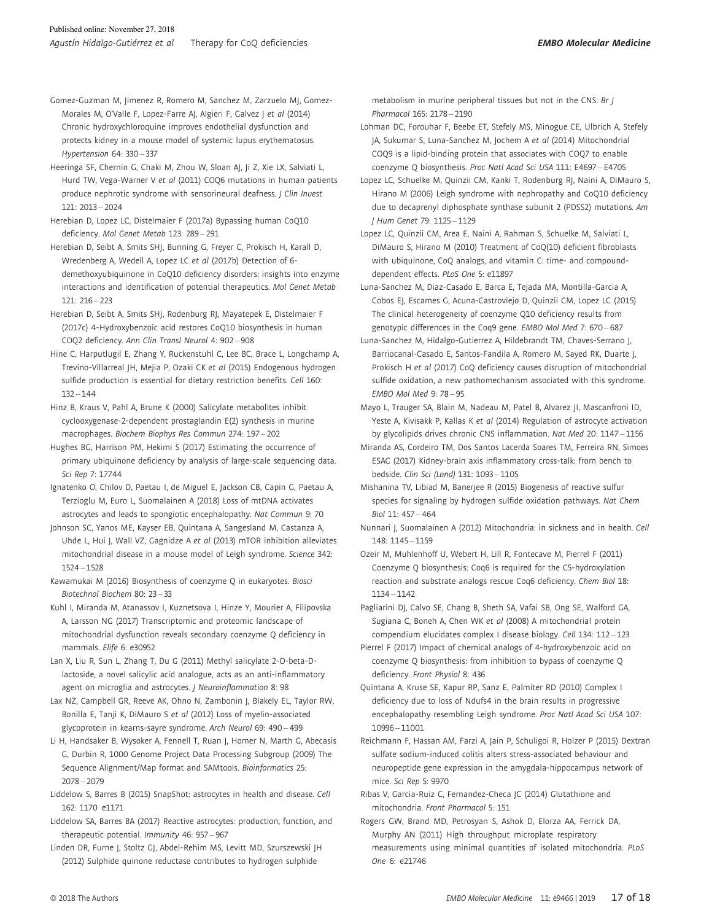Gomez-Guzman M, Jimenez R, Romero M, Sanchez M, Zarzuelo MJ, Gomez-Morales M, O'Valle F, Lopez-Farre AJ, Algieri F, Galvez J *et al* (2014) Chronic hydroxychloroquine improves endothelial dysfunction and protects kidney in a mouse model of systemic lupus erythematosus. *Hypertension* 64: 330 – 337

Heeringa SF, Chernin G, Chaki M, Zhou W, Sloan AJ, Ji Z, Xie LX, Salviati L, Hurd TW, Vega-Warner V *et al* (2011) COQ6 mutations in human patients produce nephrotic syndrome with sensorineural deafness. *J Clin Invest* 121: 2013 – 2024

Herebian D, Lopez LC, Distelmaier F (2017a) Bypassing human CoQ10 deficiency. *Mol Genet Metab* 123: 289 – 291

Herebian D, Seibt A, Smits SHJ, Bunning G, Freyer C, Prokisch H, Karall D, Wredenberg A, Wedell A, Lopez LC *et al* (2017b) Detection of 6-demethoxyubiquinone in CoQ10 deficiency disorders: insights into enzyme interactions and identification of potential therapeutics. *Mol Genet Metab* 121: 216 – 223

Herebian D, Seibt A, Smits SHJ, Rodenburg RJ, Mayatepek E, Distelmaier F (2017c) 4-Hydroxybenzoic acid restores CoQ10 biosynthesis in human COQ2 deficiency. *Ann Clin Transl Neurol* 4: 902 – 908

Hine C, Harputlugil E, Zhang Y, Ruckenstuhl C, Lee BC, Brace L, Longchamp A, Trevino-Villarreal JH, Mejia P, Ozaki CK *et al* (2015) Endogenous hydrogen sulfide production is essential for dietary restriction benefits. *Cell* 160: 132 – 144

Hinz B, Kraus V, Pahl A, Brune K (2000) Salicylate metabolites inhibit cyclooxygenase-2-dependent prostaglandin E(2) synthesis in murine macrophages. *Biochem Biophys Res Commun* 274: 197 – 202

Hughes BG, Harrison PM, Hekimi S (2017) Estimating the occurrence of primary ubiquinone deficiency by analysis of large-scale sequencing data. *Sci Rep* 7: 17744

Ignatenko O, Chilov D, Paetau I, de Miguel E, Jackson CB, Capin G, Paetau A, Terzioglu M, Euro L, Suomalainen A (2018) Loss of mtDNA activates astrocytes and leads to spongiotic encephalopathy. *Nat Commun* 9: 70

Johnson SC, Yanos ME, Kayser EB, Quintana A, Sangesland M, Castanza A, Uhde L, Hui J, Wall VZ, Gagnidze A *et al* (2013) mTOR inhibition alleviates mitochondrial disease in a mouse model of Leigh syndrome. *Science* 342: 1524 – 1528

Kawamukai M (2016) Biosynthesis of coenzyme Q in eukaryotes. *Biosci Biotechnol Biochem* 80: 23 – 33

Kuhl I, Miranda M, Atanassov I, Kuznetsova I, Hinze Y, Mourier A, Filipovska A, Larsson NG (2017) Transcriptomic and proteomic landscape of mitochondrial dysfunction reveals secondary coenzyme Q deficiency in mammals. *Elife* 6: e30952

Lan X, Liu R, Sun L, Zhang T, Du G (2011) Methyl salicylate 2-O-beta-D-lactoside, a novel salicylic acid analogue, acts as an anti-inflammatory agent on microglia and astrocytes. *J Neuroinflammation* 8: 98

Lax NZ, Campbell GR, Reeve AK, Ohno N, Zambonin J, Blakely EL, Taylor RW, Bonilla E, Tanji K, DiMauro S *et al* (2012) Loss of myelin-associated glycoprotein in kearns-sayre syndrome. *Arch Neurol* 69: 490 – 499

Li H, Handsaker B, Wysoker A, Fennell T, Ruan J, Homer N, Marth G, Abecasis G, Durbin R, 1000 Genome Project Data Processing Subgroup (2009) The Sequence Alignment/Map format and SAMtools. *Bioinformatics* 25: 2078 – 2079

Liddelow S, Barres B (2015) SnapShot: astrocytes in health and disease. *Cell* 162: 1170 e1171

Liddelow SA, Barres BA (2017) Reactive astrocytes: production, function, and therapeutic potential. *Immunity* 46: 957 – 967

Linden DR, Furne J, Stoltz GJ, Abdel-Rehim MS, Levitt MD, Szurszewski JH (2012) Sulphide quinone reductase contributes to hydrogen sulphide metabolism in murine peripheral tissues but not in the CNS. *Br J Pharmacol* 165: 2178 – 2190

Lohman DC, Forouhar F, Beebe ET, Stefely MS, Minogue CE, Ulbrich A, Stefely JA, Sukumar S, Luna-Sanchez M, Jochem A *et al* (2014) Mitochondrial COQ9 is a lipid-binding protein that associates with COQ7 to enable coenzyme Q biosynthesis. *Proc Natl Acad Sci USA* 111: E4697 – E4705

Lopez LC, Schuelke M, Quinzii CM, Kanki T, Rodenburg RJ, Naini A, DiMauro S, Hirano M (2006) Leigh syndrome with nephropathy and CoQ10 deficiency due to decaprenyl diphosphate synthase subunit 2 (PDSS2) mutations. *Am J Hum Genet* 79: 1125 – 1129

Lopez LC, Quinzii CM, Area E, Naini A, Rahman S, Schuelke M, Salviati L, DiMauro S, Hirano M (2010) Treatment of CoQ(10) deficient fibroblasts with ubiquinone, CoQ analogs, and vitamin C: time- and compound-dependent effects. *PLoS One* 5: e11897

Luna-Sanchez M, Diaz-Casado E, Barca E, Tejada MA, Montilla-Garcia A, Cobos EJ, Escames G, Acuna-Castroviejo D, Quinzii CM, Lopez LC (2015) The clinical heterogeneity of coenzyme Q10 deficiency results from genotypic differences in the Coq9 gene. *EMBO Mol Med* 7: 670 – 687

Luna-Sanchez M, Hidalgo-Gutierrez A, Hildebrandt TM, Chaves-Serrano J, Barriocanal-Casado E, Santos-Fandila A, Romero M, Sayed RK, Duarte J, Prokisch H *et al* (2017) CoQ deficiency causes disruption of mitochondrial sulfide oxidation, a new pathomechanism associated with this syndrome. *EMBO Mol Med* 9: 78 – 95

Mayo L, Trauger SA, Blain M, Nadeau M, Patel B, Alvarez JI, Mascanfroni ID, Yeste A, Kivisakk P, Kallas K *et al* (2014) Regulation of astrocyte activation by glycolipids drives chronic CNS inflammation. *Nat Med* 20: 1147 – 1156

Miranda AS, Cordeiro TM, Dos Santos Lacerda Soares TM, Ferreira RN, Simoes ESAC (2017) Kidney-brain axis inflammatory cross-talk: from bench to bedside. *Clin Sci (Lond)* 131: 1093 – 1105

Mishanina TV, Libiad M, Banerjee R (2015) Biogenesis of reactive sulfur species for signaling by hydrogen sulfide oxidation pathways. *Nat Chem Biol* 11: 457 – 464

Nunnari J, Suomalainen A (2012) Mitochondria: in sickness and in health. *Cell* 148: 1145 – 1159

Ozeir M, Muhlenhoff U, Webert H, Lill R, Fontecave M, Pierrel F (2011) Coenzyme Q biosynthesis: Coq6 is required for the C5-hydroxylation reaction and substrate analogs rescue Coq6 deficiency. *Chem Biol* 18: 1134 – 1142

Pagliarini DJ, Calvo SE, Chang B, Sheth SA, Vafai SB, Ong SE, Walford GA, Sugiana C, Boneh A, Chen WK *et al* (2008) A mitochondrial protein compendium elucidates complex I disease biology. *Cell* 134: 112 – 123

Pierrel F (2017) Impact of chemical analogs of 4-hydroxybenzoic acid on coenzyme Q biosynthesis: from inhibition to bypass of coenzyme Q deficiency. *Front Physiol* 8: 436

Quintana A, Kruse SE, Kapur RP, Sanz E, Palmiter RD (2010) Complex I deficiency due to loss of Ndufs4 in the brain results in progressive encephalopathy resembling Leigh syndrome. *Proc Natl Acad Sci USA* 107: 10996 – 11001

Reichmann F, Hassan AM, Farzi A, Jain P, Schuligoi R, Holzer P (2015) Dextran sulfate sodium-induced colitis alters stress-associated behaviour and neuropeptide gene expression in the amygdala-hippocampus network of mice. *Sci Rep* 5: 9970

Ribas V, Garcia-Ruiz C, Fernandez-Checa JC (2014) Glutathione and mitochondria. *Front Pharmacol* 5: 151

Rogers GW, Brand MD, Petrosyan S, Ashok D, Elorza AA, Ferrick DA, Murphy AN (2011) High throughput microplate respiratory measurements using minimal quantities of isolated mitochondria. *PLoS One* 6: e21746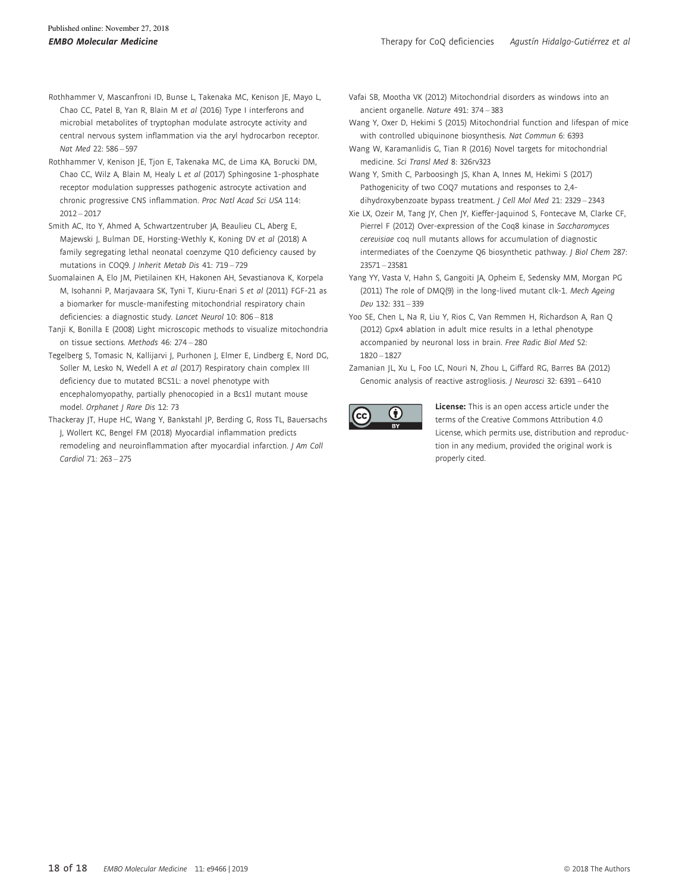Rothhammer V, Mascanfroni ID, Bunse L, Takenaka MC, Kenison JE, Mayo L, Chao CC, Patel B, Yan R, Blain M *et al* (2016) Type I interferons and microbial metabolites of tryptophan modulate astrocyte activity and central nervous system inflammation via the aryl hydrocarbon receptor. *Nat Med* 22: 586 – 597

Rothhammer V, Kenison JE, Tjon E, Takenaka MC, de Lima KA, Borucki DM, Chao CC, Wilz A, Blain M, Healy L *et al* (2017) Sphingosine 1-phosphate receptor modulation suppresses pathogenic astrocyte activation and chronic progressive CNS inflammation. *Proc Natl Acad Sci USA* 114: 2012 – 2017

Smith AC, Ito Y, Ahmed A, Schwartzentruber JA, Beaulieu CL, Aberg E, Majewski J, Bulman DE, Horsting-Wethly K, Koning DV *et al* (2018) A family segregating lethal neonatal coenzyme Q10 deficiency caused by mutations in COQ9. *J Inherit Metab Dis* 41: 719 – 729

Suomalainen A, Elo JM, Pietilainen KH, Hakonen AH, Sevastianova K, Korpela M, Isohanni P, Marjavaara SK, Tyni T, Kiuru-Enari S *et al* (2011) FGF-21 as a biomarker for muscle-manifesting mitochondrial respiratory chain deficiencies: a diagnostic study. *Lancet Neurol* 10: 806 – 818

Tanji K, Bonilla E (2008) Light microscopic methods to visualize mitochondria on tissue sections. *Methods* 46: 274 – 280

Tegelberg S, Tomasic N, Kallijarvi J, Purhonen J, Elmer E, Lindberg E, Nord DG, Soller M, Lesko N, Wedell A *et al* (2017) Respiratory chain complex III deficiency due to mutated BCS1L: a novel phenotype with encephalomyopathy, partially phenocopied in a Bcs1l mutant mouse model. *Orphanet J Rare Dis* 12: 73

Thackeray JT, Hupe HC, Wang Y, Bankstahl JP, Berding G, Ross TL, Bauersachs J, Wollert KC, Bengel FM (2018) Myocardial inflammation predicts remodeling and neuroinflammation after myocardial infarction. *J Am Coll Cardiol* 71: 263 – 275

Vafai SB, Mootha VK (2012) Mitochondrial disorders as windows into an ancient organelle. *Nature* 491: 374 – 383

Wang Y, Oxer D, Hekimi S (2015) Mitochondrial function and lifespan of mice with controlled ubiquinone biosynthesis. *Nat Commun* 6: 6393

Wang W, Karamanlidis G, Tian R (2016) Novel targets for mitochondrial medicine. *Sci Transl Med* 8: 326rv323

Wang Y, Smith C, Parboosingh JS, Khan A, Innes M, Hekimi S (2017) Pathogenicity of two COQ7 mutations and responses to 2,4-dihydroxybenzoate bypass treatment. *J Cell Mol Med* 21: 2329 – 2343

Xie LX, Ozeir M, Tang JY, Chen JY, Kieffer-Jaquinod S, Fontecave M, Clarke CF, Pierrel F (2012) Over-expression of the Coq8 kinase in *Saccharomyces cerevisiae* coq null mutants allows for accumulation of diagnostic intermediates of the Coenzyme Q6 biosynthetic pathway. *J Biol Chem* 287: 23571 – 23581

Yang YY, Vasta V, Hahn S, Gangoiti JA, Opheim E, Sedensky MM, Morgan PG (2011) The role of DMQ(9) in the long-lived mutant clk-1. *Mech Ageing Dev* 132: 331 – 339

Yoo SE, Chen L, Na R, Liu Y, Rios C, Van Remmen H, Richardson A, Ran Q (2012) Gpx4 ablation in adult mice results in a lethal phenotype accompanied by neuronal loss in brain. *Free Radic Biol Med* 52: 1820 – 1827

Zamanian JL, Xu L, Foo LC, Nouri N, Zhou L, Giffard RG, Barres BA (2012) Genomic analysis of reactive astrogliosis. *J Neurosci* 32: 6391 – 6410

**License:** This is an open access article under the terms of the Creative Commons Attribution 4.0 License, which permits use, distribution and reproduction in any medium, provided the original work is properly cited.